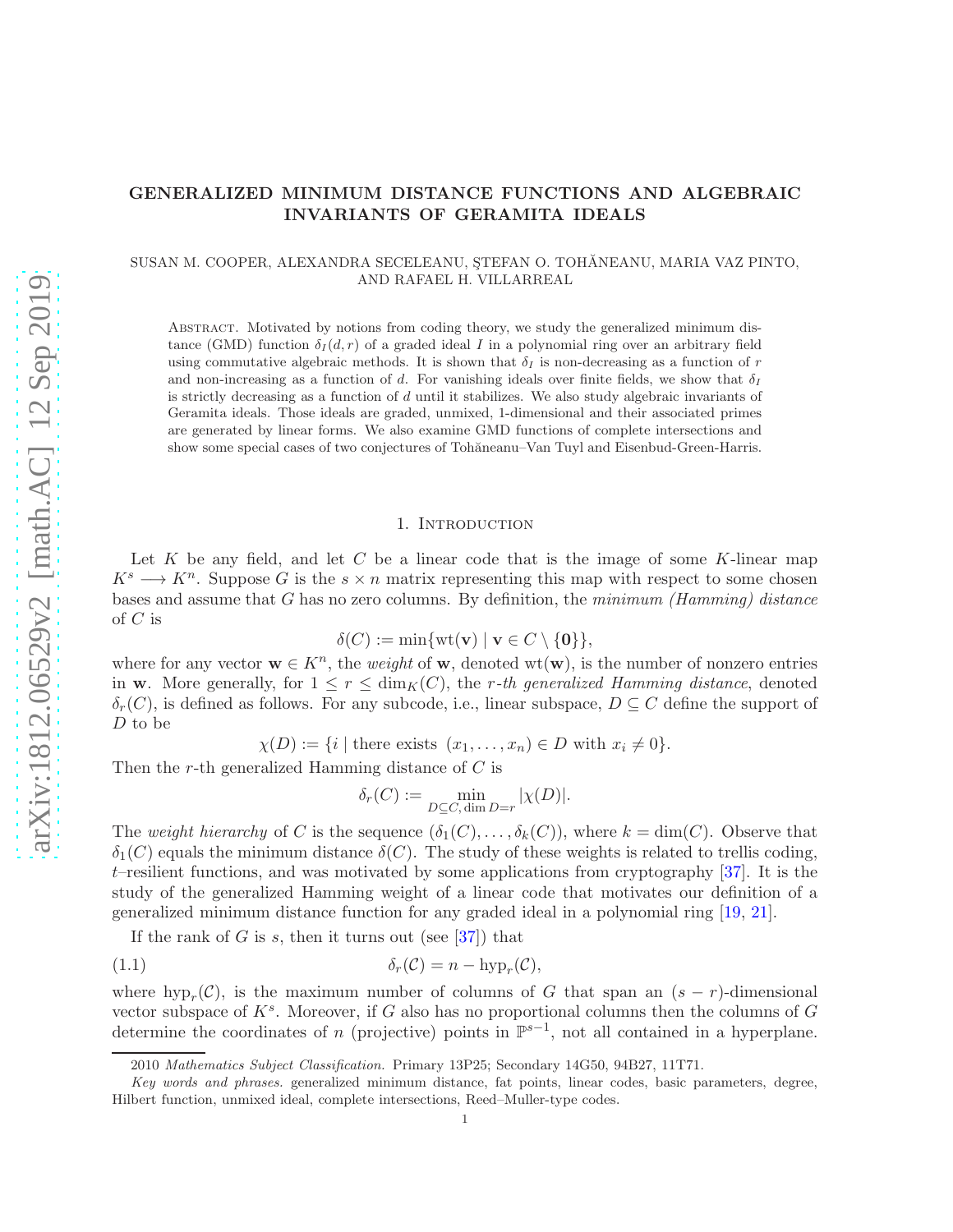# GENERALIZED MINIMUM DISTANCE FUNCTIONS AND ALGEBRAIC INVARIANTS OF GERAMITA IDEALS

SUSAN M. COOPER, ALEXANDRA SECELEANU, ŞTEFAN O. TOHĂNEANU, MARIA VAZ PINTO, AND RAFAEL H. VILLARREAL

Abstract. Motivated by notions from coding theory, we study the generalized minimum distance (GMD) function $\delta_I(d,r)$ of a graded ideal $I$ in a polynomial ring over an arbitrary field using commutative algebraic methods. It is shown that $\delta_I$ is non-decreasing as a function of $r$ and non-increasing as a function of $d$. For vanishing ideals over finite fields, we show that $\delta_I$ is strictly decreasing as a function of $d$ until it stabilizes. We also study algebraic invariants of Geramita ideals. Those ideals are graded, unmixed, 1-dimensional and their associated primes are generated by linear forms. We also examine GMD functions of complete intersections and show some special cases of two conjectures of Tohăneanu–Van Tuyl and Eisenbud-Green-Harris.

## 1. Introduction

Let $K$ be any field, and let $C$ be a linear code that is the image of some $K$-linear map $K^s \longrightarrow K^n$. Suppose $G$ is the $s \times n$ matrix representing this map with respect to some chosen bases and assume that $G$ has no zero columns. By definition, the *minimum (Hamming) distance* of $C$ is

$$\delta(C) := \min\{\mathrm{wt}(\mathbf{v}) \mid \mathbf{v} \in C \setminus \{\mathbf{0}\}\},$$

where for any vector $\mathbf{w} \in K^n$, the *weight* of $\mathbf{w}$, denoted $\mathrm{wt}(\mathbf{w})$, is the number of nonzero entries in $\mathbf{w}$. More generally, for $1 \leq r \leq \dim_K(C)$, the *$r$-th generalized Hamming distance*, denoted $\delta_r(C)$, is defined as follows. For any subcode, i.e., linear subspace, $D \subseteq C$ define the support of $D$ to be

$$\chi(D) := \{i \mid \text{there exists } (x_1,\ldots,x_n) \in D \text{ with } x_i \neq 0\}.$$

Then the $r$-th generalized Hamming distance of $C$ is

$$\delta_r(C) := \min_{D \subseteq C,\, \dim D = r} |\chi(D)|.$$

The *weight hierarchy* of $C$ is the sequence $(\delta_1(C),\ldots,\delta_k(C))$, where $k = \dim(C)$. Observe that $\delta_1(C)$ equals the minimum distance $\delta(C)$. The study of these weights is related to trellis coding, $t$–resilient functions, and was motivated by some applications from cryptography [37]. It is the study of the generalized Hamming weight of a linear code that motivates our definition of a generalized minimum distance function for any graded ideal in a polynomial ring [19, 21].

If the rank of $G$ is $s$, then it turns out (see [37]) that

$$\delta_r(\mathcal{C}) = n - \mathrm{hyp}_r(\mathcal{C}), \tag{1.1}$$

where $\mathrm{hyp}_r(\mathcal{C})$, is the maximum number of columns of $G$ that span an $(s-r)$-dimensional vector subspace of $K^s$. Moreover, if $G$ also has no proportional columns then the columns of $G$ determine the coordinates of $n$ (projective) points in $\mathbb{P}^{s-1}$, not all contained in a hyperplane.

2010 *Mathematics Subject Classification.* Primary 13P25; Secondary 14G50, 94B27, 11T71.

*Key words and phrases.* generalized minimum distance, fat points, linear codes, basic parameters, degree, Hilbert function, unmixed ideal, complete intersections, Reed–Muller-type codes.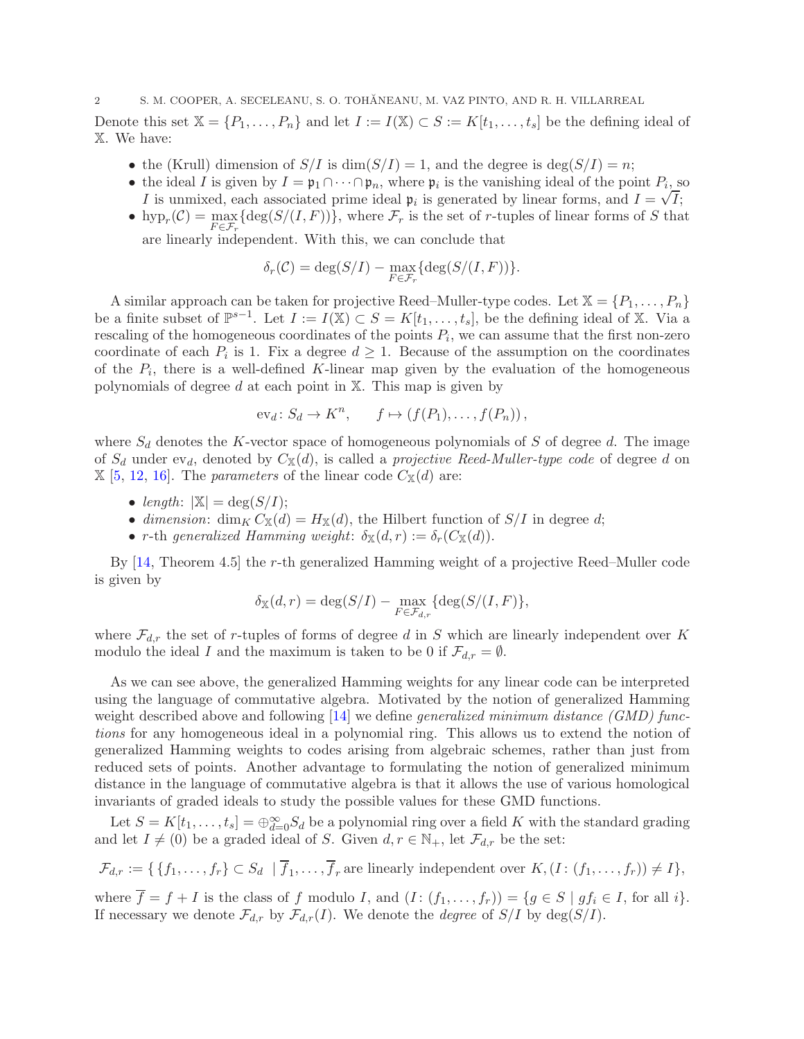Denote this set $\mathbb{X} = \{P_1, \ldots, P_n\}$ and let $I := I(\mathbb{X}) \subset S := K[t_1, \ldots, t_s]$ be the defining ideal of $\mathbb{X}$. We have:

- the (Krull) dimension of $S/I$ is $\dim(S/I) = 1$, and the degree is $\deg(S/I) = n$;
- the ideal $I$ is given by $I = \mathfrak{p}_1 \cap \cdots \cap \mathfrak{p}_n$, where $\mathfrak{p}_i$ is the vanishing ideal of the point $P_i$, so $I$ is unmixed, each associated prime ideal $\mathfrak{p}_i$ is generated by linear forms, and $I = \sqrt{I}$;
- $\operatorname{hyp}_r(\mathcal{C}) = \max\limits_{F \in \mathcal{F}_r}\{\deg(S/(I, F))\}$, where $\mathcal{F}_r$ is the set of $r$-tuples of linear forms of $S$ that are linearly independent. With this, we can conclude that

$$\delta_r(\mathcal{C}) = \deg(S/I) - \max_{F \in \mathcal{F}_r}\{\deg(S/(I, F))\}.$$

A similar approach can be taken for projective Reed–Muller-type codes. Let $\mathbb{X} = \{P_1, \ldots, P_n\}$ be a finite subset of $\mathbb{P}^{s-1}$. Let $I := I(\mathbb{X}) \subset S = K[t_1, \ldots, t_s]$, be the defining ideal of $\mathbb{X}$. Via a rescaling of the homogeneous coordinates of the points $P_i$, we can assume that the first non-zero coordinate of each $P_i$ is 1. Fix a degree $d \geq 1$. Because of the assumption on the coordinates of the $P_i$, there is a well-defined $K$-linear map given by the evaluation of the homogeneous polynomials of degree $d$ at each point in $\mathbb{X}$. This map is given by

$$\operatorname{ev}_d \colon S_d \to K^n, \qquad f \mapsto (f(P_1), \ldots, f(P_n)),$$

where $S_d$ denotes the $K$-vector space of homogeneous polynomials of $S$ of degree $d$. The image of $S_d$ under $\operatorname{ev}_d$, denoted by $C_{\mathbb{X}}(d)$, is called a *projective Reed-Muller-type code* of degree $d$ on $\mathbb{X}$ [5, 12, 16]. The *parameters* of the linear code $C_{\mathbb{X}}(d)$ are:

- *length*: $|\mathbb{X}| = \deg(S/I)$;
- *dimension*: $\dim_K C_{\mathbb{X}}(d) = H_{\mathbb{X}}(d)$, the Hilbert function of $S/I$ in degree $d$;
- $r$-th *generalized Hamming weight*: $\delta_{\mathbb{X}}(d, r) := \delta_r(C_{\mathbb{X}}(d))$.

By [14, Theorem 4.5] the $r$-th generalized Hamming weight of a projective Reed–Muller code is given by

$$\delta_{\mathbb{X}}(d, r) = \deg(S/I) - \max_{F \in \mathcal{F}_{d,r}}\{\deg(S/(I, F)\},$$

where $\mathcal{F}_{d,r}$ the set of $r$-tuples of forms of degree $d$ in $S$ which are linearly independent over $K$ modulo the ideal $I$ and the maximum is taken to be 0 if $\mathcal{F}_{d,r} = \emptyset$.

As we can see above, the generalized Hamming weights for any linear code can be interpreted using the language of commutative algebra. Motivated by the notion of generalized Hamming weight described above and following [14] we define *generalized minimum distance (GMD) functions* for any homogeneous ideal in a polynomial ring. This allows us to extend the notion of generalized Hamming weights to codes arising from algebraic schemes, rather than just from reduced sets of points. Another advantage to formulating the notion of generalized minimum distance in the language of commutative algebra is that it allows the use of various homological invariants of graded ideals to study the possible values for these GMD functions.

Let $S = K[t_1, \ldots, t_s] = \oplus_{d=0}^{\infty} S_d$ be a polynomial ring over a field $K$ with the standard grading and let $I \neq (0)$ be a graded ideal of $S$. Given $d, r \in \mathbb{N}_+$, let $\mathcal{F}_{d,r}$ be the set:

$$\mathcal{F}_{d,r} := \{\, \{f_1, \ldots, f_r\} \subset S_d \mid \overline{f}_1, \ldots, \overline{f}_r \text{ are linearly independent over } K, (I \colon (f_1, \ldots, f_r)) \neq I\},$$

where $\overline{f} = f + I$ is the class of $f$ modulo $I$, and $(I \colon (f_1, \ldots, f_r)) = \{g \in S \mid gf_i \in I, \text{ for all } i\}$. If necessary we denote $\mathcal{F}_{d,r}$ by $\mathcal{F}_{d,r}(I)$. We denote the *degree* of $S/I$ by $\deg(S/I)$.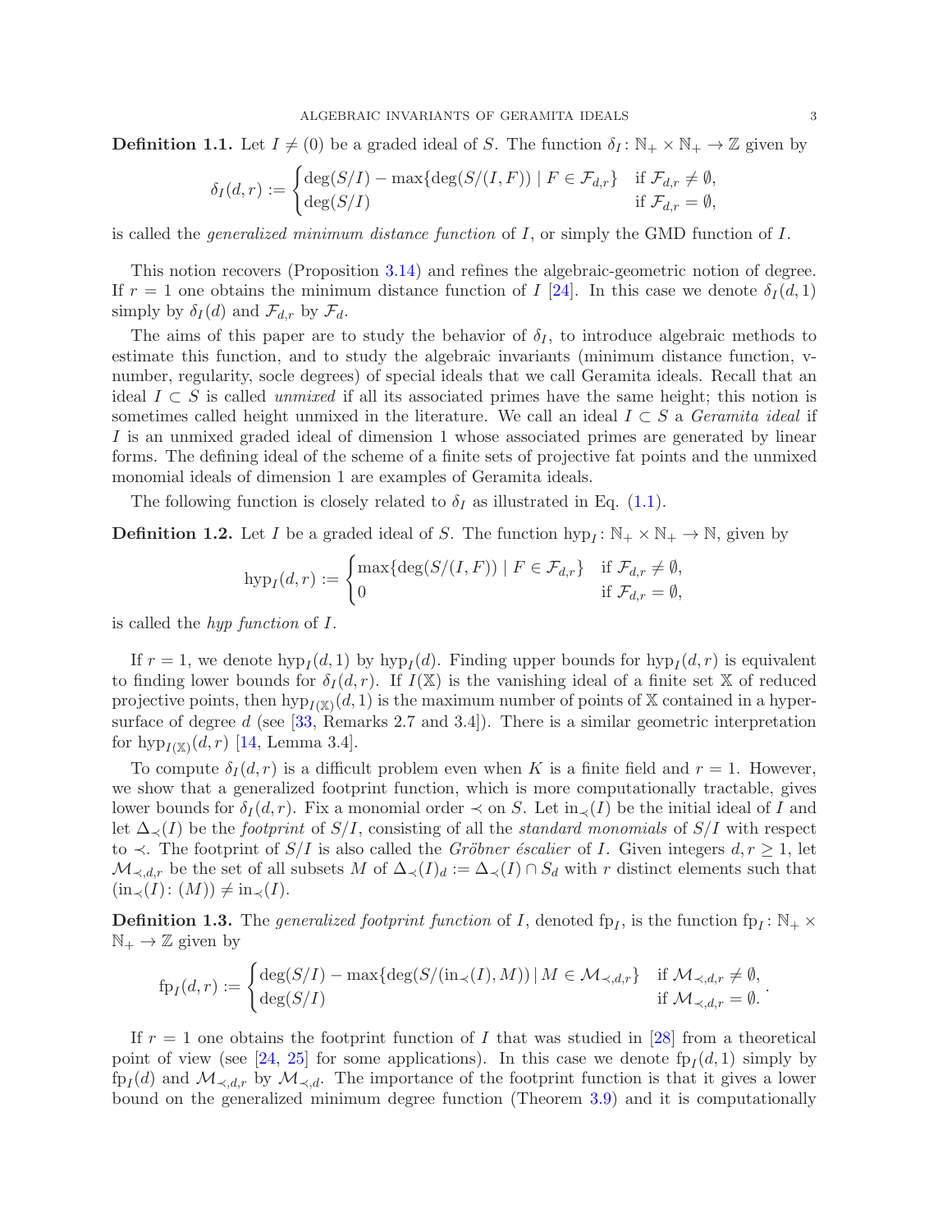**Definition 1.1.** Let $I \neq (0)$ be a graded ideal of $S$. The function $\delta_I\colon \mathbb{N}_+ \times \mathbb{N}_+ \to \mathbb{Z}$ given by

$$\delta_I(d,r) := \begin{cases} \deg(S/I) - \max\{\deg(S/(I,F)) \mid F \in \mathcal{F}_{d,r}\} & \text{if } \mathcal{F}_{d,r} \neq \emptyset, \\ \deg(S/I) & \text{if } \mathcal{F}_{d,r} = \emptyset, \end{cases}$$

is called the *generalized minimum distance function* of $I$, or simply the GMD function of $I$.

This notion recovers (Proposition 3.14) and refines the algebraic-geometric notion of degree. If $r = 1$ one obtains the minimum distance function of $I$ [24]. In this case we denote $\delta_I(d,1)$ simply by $\delta_I(d)$ and $\mathcal{F}_{d,r}$ by $\mathcal{F}_d$.

The aims of this paper are to study the behavior of $\delta_I$, to introduce algebraic methods to estimate this function, and to study the algebraic invariants (minimum distance function, v-number, regularity, socle degrees) of special ideals that we call Geramita ideals. Recall that an ideal $I \subset S$ is called *unmixed* if all its associated primes have the same height; this notion is sometimes called height unmixed in the literature. We call an ideal $I \subset S$ a *Geramita ideal* if $I$ is an unmixed graded ideal of dimension 1 whose associated primes are generated by linear forms. The defining ideal of the scheme of a finite sets of projective fat points and the unmixed monomial ideals of dimension 1 are examples of Geramita ideals.

The following function is closely related to $\delta_I$ as illustrated in Eq. (1.1).

**Definition 1.2.** Let $I$ be a graded ideal of $S$. The function $\operatorname{hyp}_I\colon \mathbb{N}_+ \times \mathbb{N}_+ \to \mathbb{N}$, given by

$$\operatorname{hyp}_I(d,r) := \begin{cases} \max\{\deg(S/(I,F)) \mid F \in \mathcal{F}_{d,r}\} & \text{if } \mathcal{F}_{d,r} \neq \emptyset, \\ 0 & \text{if } \mathcal{F}_{d,r} = \emptyset, \end{cases}$$

is called the *hyp function* of $I$.

If $r = 1$, we denote $\operatorname{hyp}_I(d,1)$ by $\operatorname{hyp}_I(d)$. Finding upper bounds for $\operatorname{hyp}_I(d,r)$ is equivalent to finding lower bounds for $\delta_I(d,r)$. If $I(\mathbb{X})$ is the vanishing ideal of a finite set $\mathbb{X}$ of reduced projective points, then $\operatorname{hyp}_{I(\mathbb{X})}(d,1)$ is the maximum number of points of $\mathbb{X}$ contained in a hypersurface of degree $d$ (see [33, Remarks 2.7 and 3.4]). There is a similar geometric interpretation for $\operatorname{hyp}_{I(\mathbb{X})}(d,r)$ [14, Lemma 3.4].

To compute $\delta_I(d,r)$ is a difficult problem even when $K$ is a finite field and $r = 1$. However, we show that a generalized footprint function, which is more computationally tractable, gives lower bounds for $\delta_I(d,r)$. Fix a monomial order $\prec$ on $S$. Let $\operatorname{in}_\prec(I)$ be the initial ideal of $I$ and let $\Delta_\prec(I)$ be the *footprint* of $S/I$, consisting of all the *standard monomials* of $S/I$ with respect to $\prec$. The footprint of $S/I$ is also called the *Gröbner éscalier* of $I$. Given integers $d, r \geq 1$, let $\mathcal{M}_{\prec,d,r}$ be the set of all subsets $M$ of $\Delta_\prec(I)_d := \Delta_\prec(I) \cap S_d$ with $r$ distinct elements such that $(\operatorname{in}_\prec(I)\colon (M)) \neq \operatorname{in}_\prec(I)$.

**Definition 1.3.** The *generalized footprint function* of $I$, denoted $\operatorname{fp}_I$, is the function $\operatorname{fp}_I\colon \mathbb{N}_+ \times \mathbb{N}_+ \to \mathbb{Z}$ given by

$$\operatorname{fp}_I(d,r) := \begin{cases} \deg(S/I) - \max\{\deg(S/(\operatorname{in}_\prec(I), M)) \mid M \in \mathcal{M}_{\prec,d,r}\} & \text{if } \mathcal{M}_{\prec,d,r} \neq \emptyset, \\ \deg(S/I) & \text{if } \mathcal{M}_{\prec,d,r} = \emptyset. \end{cases}$$

If $r = 1$ one obtains the footprint function of $I$ that was studied in [28] from a theoretical point of view (see [24, 25] for some applications). In this case we denote $\operatorname{fp}_I(d,1)$ simply by $\operatorname{fp}_I(d)$ and $\mathcal{M}_{\prec,d,r}$ by $\mathcal{M}_{\prec,d}$. The importance of the footprint function is that it gives a lower bound on the generalized minimum degree function (Theorem 3.9) and it is computationally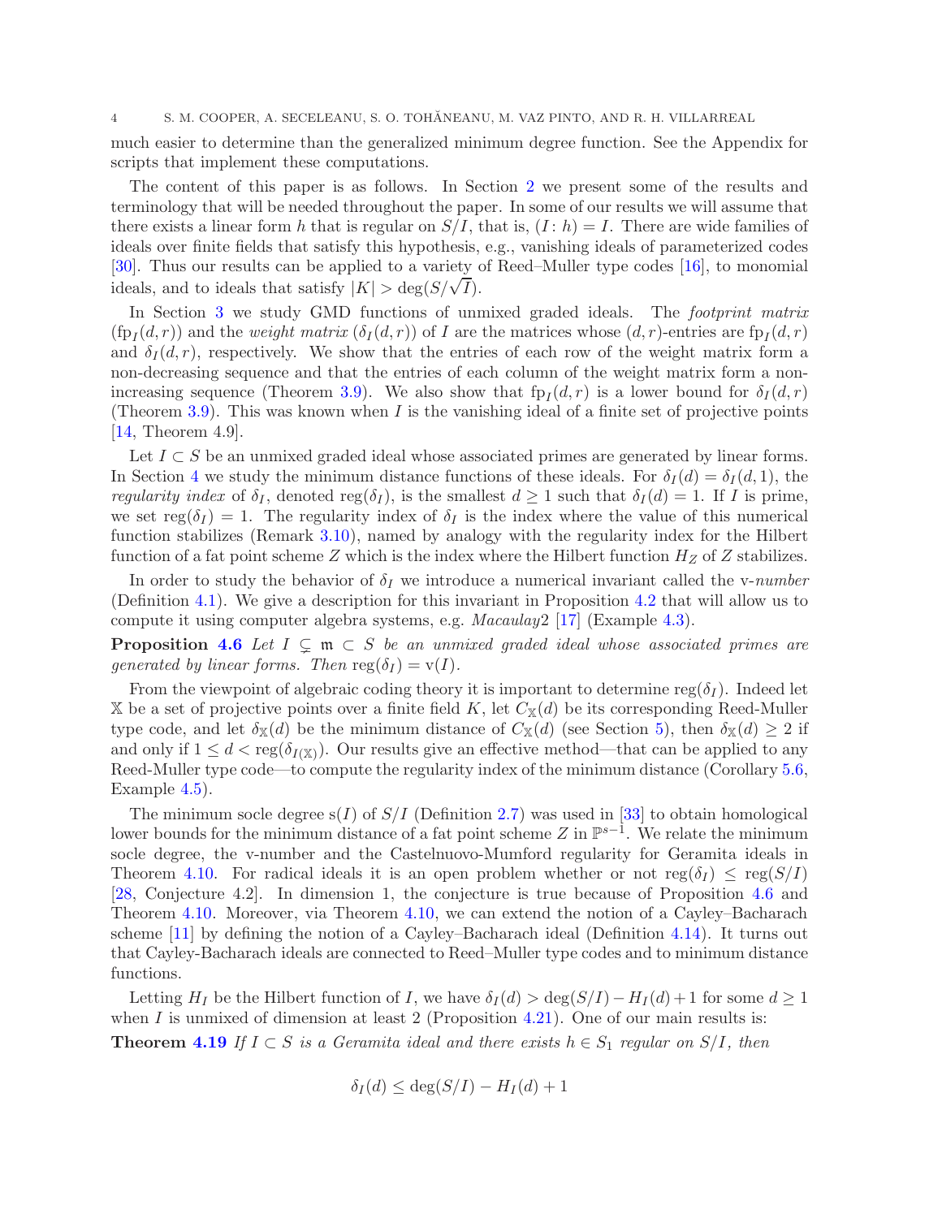much easier to determine than the generalized minimum degree function. See the Appendix for scripts that implement these computations.

The content of this paper is as follows. In Section 2 we present some of the results and terminology that will be needed throughout the paper. In some of our results we will assume that there exists a linear form $h$ that is regular on $S/I$, that is, $(I\colon h) = I$. There are wide families of ideals over finite fields that satisfy this hypothesis, e.g., vanishing ideals of parameterized codes [30]. Thus our results can be applied to a variety of Reed–Muller type codes [16], to monomial ideals, and to ideals that satisfy $|K| > \deg(S/\sqrt{I})$.

In Section 3 we study GMD functions of unmixed graded ideals. The *footprint matrix* $(\mathrm{fp}_I(d,r))$ and the *weight matrix* $(\delta_I(d,r))$ of $I$ are the matrices whose $(d,r)$-entries are $\mathrm{fp}_I(d,r)$ and $\delta_I(d,r)$, respectively. We show that the entries of each row of the weight matrix form a non-decreasing sequence and that the entries of each column of the weight matrix form a non-increasing sequence (Theorem 3.9). We also show that $\mathrm{fp}_I(d,r)$ is a lower bound for $\delta_I(d,r)$ (Theorem 3.9). This was known when $I$ is the vanishing ideal of a finite set of projective points [14, Theorem 4.9].

Let $I \subset S$ be an unmixed graded ideal whose associated primes are generated by linear forms. In Section 4 we study the minimum distance functions of these ideals. For $\delta_I(d) = \delta_I(d,1)$, the *regularity index* of $\delta_I$, denoted $\mathrm{reg}(\delta_I)$, is the smallest $d \geq 1$ such that $\delta_I(d) = 1$. If $I$ is prime, we set $\mathrm{reg}(\delta_I) = 1$. The regularity index of $\delta_I$ is the index where the value of this numerical function stabilizes (Remark 3.10), named by analogy with the regularity index for the Hilbert function of a fat point scheme $Z$ which is the index where the Hilbert function $H_Z$ of $Z$ stabilizes.

In order to study the behavior of $\delta_I$ we introduce a numerical invariant called the v-*number* (Definition 4.1). We give a description for this invariant in Proposition 4.2 that will allow us to compute it using computer algebra systems, e.g. *Macaulay*2 [17] (Example 4.3).

**Proposition 4.6** *Let $I \subsetneq \mathfrak{m} \subset S$ be an unmixed graded ideal whose associated primes are generated by linear forms. Then $\mathrm{reg}(\delta_I) = \mathrm{v}(I)$.*

From the viewpoint of algebraic coding theory it is important to determine $\mathrm{reg}(\delta_I)$. Indeed let $\mathbb{X}$ be a set of projective points over a finite field $K$, let $C_{\mathbb{X}}(d)$ be its corresponding Reed-Muller type code, and let $\delta_{\mathbb{X}}(d)$ be the minimum distance of $C_{\mathbb{X}}(d)$ (see Section 5), then $\delta_{\mathbb{X}}(d) \geq 2$ if and only if $1 \leq d < \mathrm{reg}(\delta_{I(\mathbb{X})})$. Our results give an effective method—that can be applied to any Reed-Muller type code—to compute the regularity index of the minimum distance (Corollary 5.6, Example 4.5).

The minimum socle degree $\mathrm{s}(I)$ of $S/I$ (Definition 2.7) was used in [33] to obtain homological lower bounds for the minimum distance of a fat point scheme $Z$ in $\mathbb{P}^{s-1}$. We relate the minimum socle degree, the v-number and the Castelnuovo-Mumford regularity for Geramita ideals in Theorem 4.10. For radical ideals it is an open problem whether or not $\mathrm{reg}(\delta_I) \leq \mathrm{reg}(S/I)$ [28, Conjecture 4.2]. In dimension 1, the conjecture is true because of Proposition 4.6 and Theorem 4.10. Moreover, via Theorem 4.10, we can extend the notion of a Cayley–Bacharach scheme [11] by defining the notion of a Cayley–Bacharach ideal (Definition 4.14). It turns out that Cayley-Bacharach ideals are connected to Reed–Muller type codes and to minimum distance functions.

Letting $H_I$ be the Hilbert function of $I$, we have $\delta_I(d) > \deg(S/I) - H_I(d) + 1$ for some $d \geq 1$ when $I$ is unmixed of dimension at least 2 (Proposition 4.21). One of our main results is:

**Theorem 4.19** *If $I \subset S$ is a Geramita ideal and there exists $h \in S_1$ regular on $S/I$, then*

$$\delta_I(d) \leq \deg(S/I) - H_I(d) + 1$$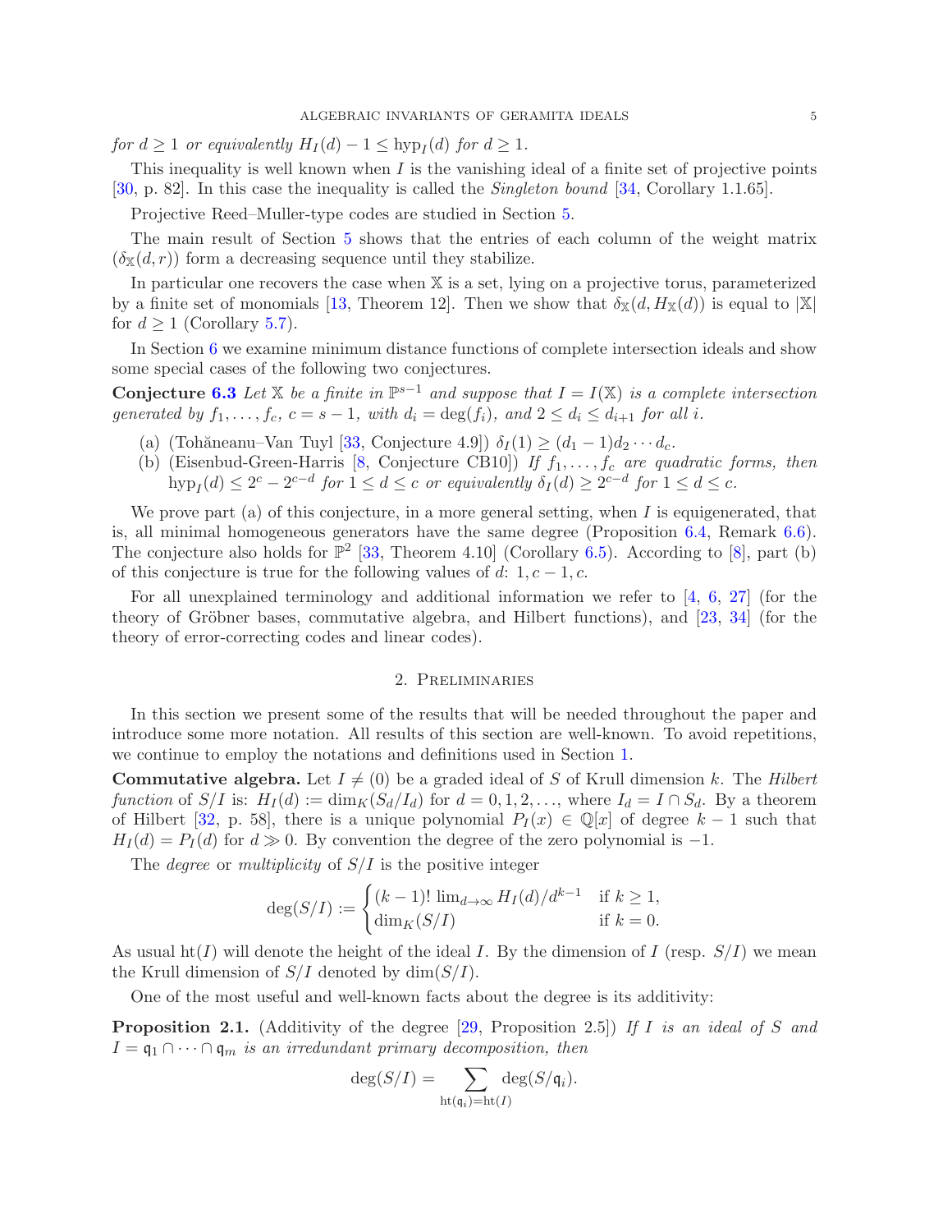*for $d \geq 1$ or equivalently $H_I(d) - 1 \leq \text{hyp}_I(d)$ for $d \geq 1$.*

This inequality is well known when $I$ is the vanishing ideal of a finite set of projective points [30, p. 82]. In this case the inequality is called the *Singleton bound* [34, Corollary 1.1.65].

Projective Reed–Muller-type codes are studied in Section 5.

The main result of Section 5 shows that the entries of each column of the weight matrix $(\delta_{\mathbb{X}}(d, r))$ form a decreasing sequence until they stabilize.

In particular one recovers the case when $\mathbb{X}$ is a set, lying on a projective torus, parameterized by a finite set of monomials [13, Theorem 12]. Then we show that $\delta_{\mathbb{X}}(d, H_{\mathbb{X}}(d))$ is equal to $|\mathbb{X}|$ for $d \geq 1$ (Corollary 5.7).

In Section 6 we examine minimum distance functions of complete intersection ideals and show some special cases of the following two conjectures.

**Conjecture 6.3** *Let $\mathbb{X}$ be a finite in $\mathbb{P}^{s-1}$ and suppose that $I = I(\mathbb{X})$ is a complete intersection generated by $f_1, \ldots, f_c$, $c = s - 1$, with $d_i = \deg(f_i)$, and $2 \leq d_i \leq d_{i+1}$ for all $i$.*

(a) (Tohăneanu–Van Tuyl [33, Conjecture 4.9]) $\delta_I(1) \geq (d_1 - 1)d_2 \cdots d_c$.

(b) (Eisenbud-Green-Harris [8, Conjecture CB10]) *If $f_1, \ldots, f_c$ are quadratic forms, then $\text{hyp}_I(d) \leq 2^c - 2^{c-d}$ for $1 \leq d \leq c$ or equivalently $\delta_I(d) \geq 2^{c-d}$ for $1 \leq d \leq c$.*

We prove part (a) of this conjecture, in a more general setting, when $I$ is equigenerated, that is, all minimal homogeneous generators have the same degree (Proposition 6.4, Remark 6.6). The conjecture also holds for $\mathbb{P}^2$ [33, Theorem 4.10] (Corollary 6.5). According to [8], part (b) of this conjecture is true for the following values of $d$: $1, c - 1, c$.

For all unexplained terminology and additional information we refer to [4, 6, 27] (for the theory of Gröbner bases, commutative algebra, and Hilbert functions), and [23, 34] (for the theory of error-correcting codes and linear codes).

## 2. Preliminaries

In this section we present some of the results that will be needed throughout the paper and introduce some more notation. All results of this section are well-known. To avoid repetitions, we continue to employ the notations and definitions used in Section 1.

**Commutative algebra.** Let $I \neq (0)$ be a graded ideal of $S$ of Krull dimension $k$. The *Hilbert function* of $S/I$ is: $H_I(d) := \dim_K(S_d/I_d)$ for $d = 0, 1, 2, \ldots$, where $I_d = I \cap S_d$. By a theorem of Hilbert [32, p. 58], there is a unique polynomial $P_I(x) \in \mathbb{Q}[x]$ of degree $k - 1$ such that $H_I(d) = P_I(d)$ for $d \gg 0$. By convention the degree of the zero polynomial is $-1$.

The *degree* or *multiplicity* of $S/I$ is the positive integer

$$\deg(S/I) := \begin{cases} (k-1)! \lim_{d\to\infty} H_I(d)/d^{k-1} & \text{if } k \geq 1, \\ \dim_K(S/I) & \text{if } k = 0. \end{cases}$$

As usual $\text{ht}(I)$ will denote the height of the ideal $I$. By the dimension of $I$ (resp. $S/I$) we mean the Krull dimension of $S/I$ denoted by $\dim(S/I)$.

One of the most useful and well-known facts about the degree is its additivity:

**Proposition 2.1.** (Additivity of the degree [29, Proposition 2.5]) *If $I$ is an ideal of $S$ and $I = \mathfrak{q}_1 \cap \cdots \cap \mathfrak{q}_m$ is an irredundant primary decomposition, then*

$$\deg(S/I) = \sum_{\text{ht}(\mathfrak{q}_i)=\text{ht}(I)} \deg(S/\mathfrak{q}_i).$$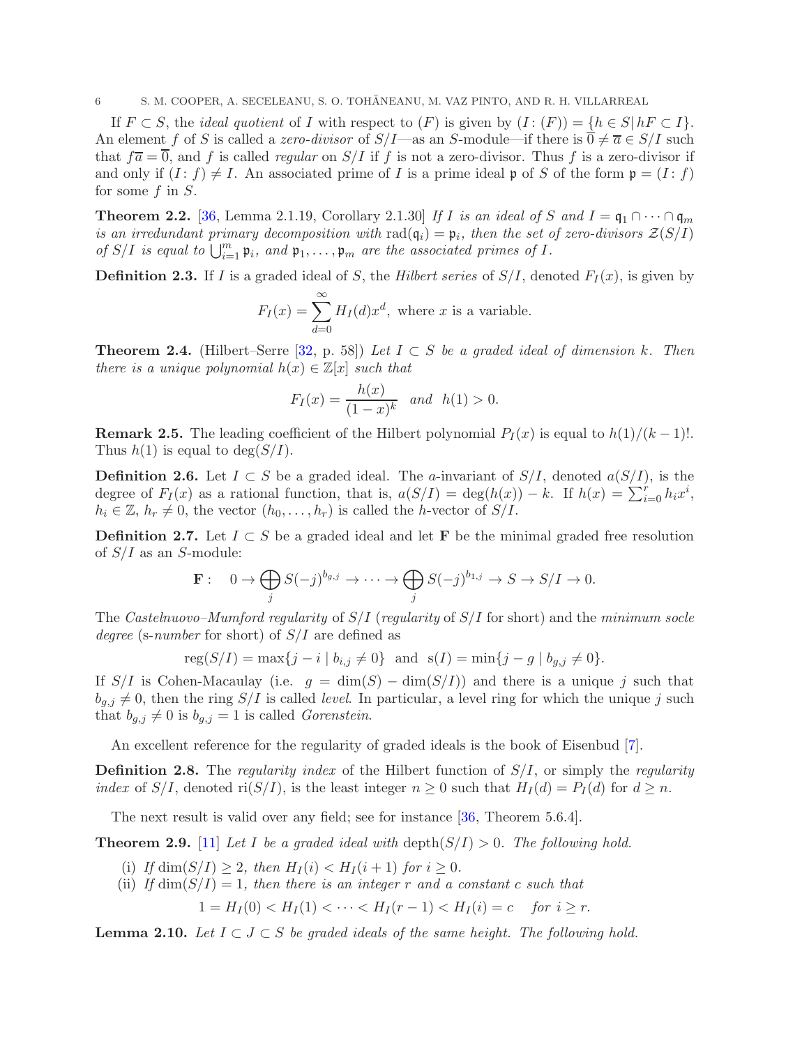If $F \subset S$, the *ideal quotient* of $I$ with respect to $(F)$ is given by $(I\colon (F)) = \{h \in S \mid hF \subset I\}$. An element $f$ of $S$ is called a *zero-divisor* of $S/I$—as an $S$-module—if there is $\overline{0} \neq \overline{a} \in S/I$ such that $f\overline{a} = \overline{0}$, and $f$ is called *regular* on $S/I$ if $f$ is not a zero-divisor. Thus $f$ is a zero-divisor if and only if $(I\colon f) \neq I$. An associated prime of $I$ is a prime ideal $\mathfrak{p}$ of $S$ of the form $\mathfrak{p} = (I\colon f)$ for some $f$ in $S$.

**Theorem 2.2.** [36, Lemma 2.1.19, Corollary 2.1.30] *If $I$ is an ideal of $S$ and $I = \mathfrak{q}_1 \cap \cdots \cap \mathfrak{q}_m$ is an irredundant primary decomposition with $\mathrm{rad}(\mathfrak{q}_i) = \mathfrak{p}_i$, then the set of zero-divisors $\mathcal{Z}(S/I)$ of $S/I$ is equal to $\bigcup_{i=1}^m \mathfrak{p}_i$, and $\mathfrak{p}_1, \ldots, \mathfrak{p}_m$ are the associated primes of $I$.*

**Definition 2.3.** If $I$ is a graded ideal of $S$, the *Hilbert series* of $S/I$, denoted $F_I(x)$, is given by

$$F_I(x) = \sum_{d=0}^{\infty} H_I(d)x^d, \text{ where } x \text{ is a variable.}$$

**Theorem 2.4.** (Hilbert–Serre [32, p. 58]) *Let $I \subset S$ be a graded ideal of dimension $k$. Then there is a unique polynomial $h(x) \in \mathbb{Z}[x]$ such that*

$$F_I(x) = \frac{h(x)}{(1-x)^k} \quad \text{and} \quad h(1) > 0.$$

**Remark 2.5.** The leading coefficient of the Hilbert polynomial $P_I(x)$ is equal to $h(1)/(k-1)!$. Thus $h(1)$ is equal to $\deg(S/I)$.

**Definition 2.6.** Let $I \subset S$ be a graded ideal. The $a$-invariant of $S/I$, denoted $a(S/I)$, is the degree of $F_I(x)$ as a rational function, that is, $a(S/I) = \deg(h(x)) - k$. If $h(x) = \sum_{i=0}^r h_i x^i$, $h_i \in \mathbb{Z}$, $h_r \neq 0$, the vector $(h_0, \ldots, h_r)$ is called the $h$-vector of $S/I$.

**Definition 2.7.** Let $I \subset S$ be a graded ideal and let $\mathbf{F}$ be the minimal graded free resolution of $S/I$ as an $S$-module:

$$\mathbf{F}: \quad 0 \to \bigoplus_j S(-j)^{b_{g,j}} \to \cdots \to \bigoplus_j S(-j)^{b_{1,j}} \to S \to S/I \to 0.$$

The *Castelnuovo–Mumford regularity* of $S/I$ (*regularity* of $S/I$ for short) and the *minimum socle degree* (*s-number* for short) of $S/I$ are defined as

$$\mathrm{reg}(S/I) = \max\{j - i \mid b_{i,j} \neq 0\} \text{ and } \mathrm{s}(I) = \min\{j - g \mid b_{g,j} \neq 0\}.$$

If $S/I$ is Cohen-Macaulay (i.e. $g = \dim(S) - \dim(S/I)$) and there is a unique $j$ such that $b_{g,j} \neq 0$, then the ring $S/I$ is called *level*. In particular, a level ring for which the unique $j$ such that $b_{g,j} \neq 0$ is $b_{g,j} = 1$ is called *Gorenstein*.

An excellent reference for the regularity of graded ideals is the book of Eisenbud [7].

**Definition 2.8.** The *regularity index* of the Hilbert function of $S/I$, or simply the *regularity index* of $S/I$, denoted $\mathrm{ri}(S/I)$, is the least integer $n \geq 0$ such that $H_I(d) = P_I(d)$ for $d \geq n$.

The next result is valid over any field; see for instance [36, Theorem 5.6.4].

**Theorem 2.9.** [11] *Let $I$ be a graded ideal with $\mathrm{depth}(S/I) > 0$. The following hold.*

(i) *If $\dim(S/I) \geq 2$, then $H_I(i) < H_I(i+1)$ for $i \geq 0$.*

(ii) *If $\dim(S/I) = 1$, then there is an integer $r$ and a constant $c$ such that*

$$1 = H_I(0) < H_I(1) < \cdots < H_I(r-1) < H_I(i) = c \quad \text{for } i \geq r.$$

**Lemma 2.10.** *Let $I \subset J \subset S$ be graded ideals of the same height. The following hold.*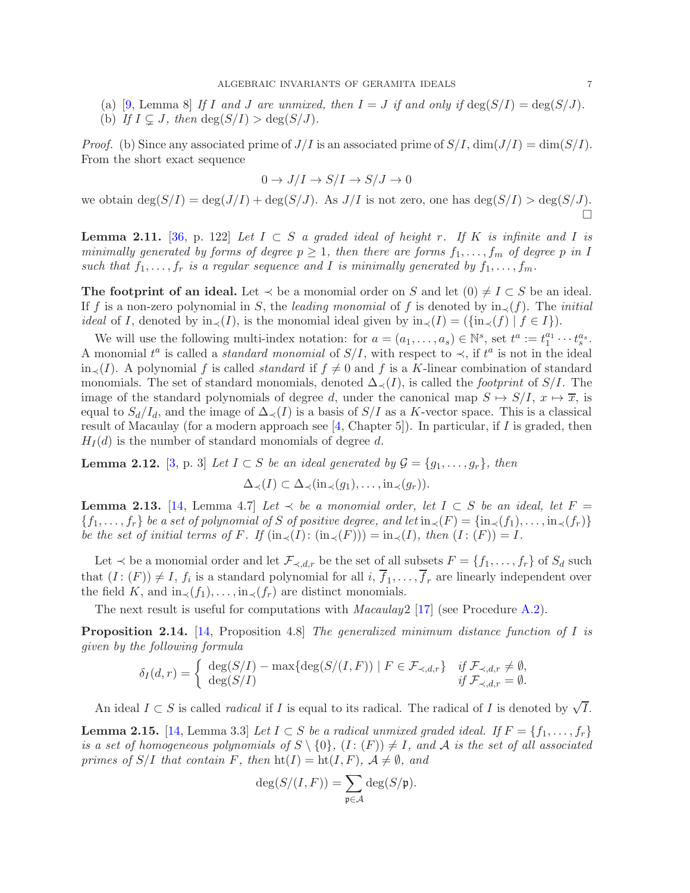(a) [9, Lemma 8] *If $I$ and $J$ are unmixed, then $I = J$ if and only if $\deg(S/I) = \deg(S/J)$.*
(b) *If $I \subsetneq J$, then $\deg(S/I) > \deg(S/J)$.*

*Proof.* (b) Since any associated prime of $J/I$ is an associated prime of $S/I$, $\dim(J/I) = \dim(S/I)$. From the short exact sequence

$$0 \to J/I \to S/I \to S/J \to 0$$

we obtain $\deg(S/I) = \deg(J/I) + \deg(S/J)$. As $J/I$ is not zero, one has $\deg(S/I) > \deg(S/J)$. $\square$

**Lemma 2.11.** [36, p. 122] *Let $I \subset S$ a graded ideal of height $r$. If $K$ is infinite and $I$ is minimally generated by forms of degree $p \geq 1$, then there are forms $f_1, \ldots, f_m$ of degree $p$ in $I$ such that $f_1, \ldots, f_r$ is a regular sequence and $I$ is minimally generated by $f_1, \ldots, f_m$.*

**The footprint of an ideal.** Let $\prec$ be a monomial order on $S$ and let $(0) \neq I \subset S$ be an ideal. If $f$ is a non-zero polynomial in $S$, the *leading monomial* of $f$ is denoted by $\text{in}_\prec(f)$. The *initial ideal* of $I$, denoted by $\text{in}_\prec(I)$, is the monomial ideal given by $\text{in}_\prec(I) = (\{\text{in}_\prec(f) \mid f \in I\})$.

We will use the following multi-index notation: for $a = (a_1, \ldots, a_s) \in \mathbb{N}^s$, set $t^a := t_1^{a_1} \cdots t_s^{a_s}$. A monomial $t^a$ is called a *standard monomial* of $S/I$, with respect to $\prec$, if $t^a$ is not in the ideal $\text{in}_\prec(I)$. A polynomial $f$ is called *standard* if $f \neq 0$ and $f$ is a $K$-linear combination of standard monomials. The set of standard monomials, denoted $\Delta_\prec(I)$, is called the *footprint* of $S/I$. The image of the standard polynomials of degree $d$, under the canonical map $S \mapsto S/I$, $x \mapsto \overline{x}$, is equal to $S_d/I_d$, and the image of $\Delta_\prec(I)$ is a basis of $S/I$ as a $K$-vector space. This is a classical result of Macaulay (for a modern approach see [4, Chapter 5]). In particular, if $I$ is graded, then $H_I(d)$ is the number of standard monomials of degree $d$.

**Lemma 2.12.** [3, p. 3] *Let $I \subset S$ be an ideal generated by $\mathcal{G} = \{g_1, \ldots, g_r\}$, then*

$$\Delta_\prec(I) \subset \Delta_\prec(\text{in}_\prec(g_1), \ldots, \text{in}_\prec(g_r)).$$

**Lemma 2.13.** [14, Lemma 4.7] *Let $\prec$ be a monomial order, let $I \subset S$ be an ideal, let $F = \{f_1, \ldots, f_r\}$ be a set of polynomial of $S$ of positive degree, and let $\text{in}_\prec(F) = \{\text{in}_\prec(f_1), \ldots, \text{in}_\prec(f_r)\}$ be the set of initial terms of $F$. If $(\text{in}_\prec(I) \colon (\text{in}_\prec(F))) = \text{in}_\prec(I)$, then $(I \colon (F)) = I$.*

Let $\prec$ be a monomial order and let $\mathcal{F}_{\prec,d,r}$ be the set of all subsets $F = \{f_1, \ldots, f_r\}$ of $S_d$ such that $(I \colon (F)) \neq I$, $f_i$ is a standard polynomial for all $i$, $\overline{f}_1, \ldots, \overline{f}_r$ are linearly independent over the field $K$, and $\text{in}_\prec(f_1), \ldots, \text{in}_\prec(f_r)$ are distinct monomials.

The next result is useful for computations with *Macaulay*2 [17] (see Procedure A.2).

**Proposition 2.14.** [14, Proposition 4.8] *The generalized minimum distance function of $I$ is given by the following formula*

$$\delta_I(d, r) = \begin{cases} \deg(S/I) - \max\{\deg(S/(I, F)) \mid F \in \mathcal{F}_{\prec,d,r}\} & \text{if } \mathcal{F}_{\prec,d,r} \neq \emptyset, \\ \deg(S/I) & \text{if } \mathcal{F}_{\prec,d,r} = \emptyset. \end{cases}$$

An ideal $I \subset S$ is called *radical* if $I$ is equal to its radical. The radical of $I$ is denoted by $\sqrt{I}$.

**Lemma 2.15.** [14, Lemma 3.3] *Let $I \subset S$ be a radical unmixed graded ideal. If $F = \{f_1, \ldots, f_r\}$ is a set of homogeneous polynomials of $S \setminus \{0\}$, $(I \colon (F)) \neq I$, and $\mathcal{A}$ is the set of all associated primes of $S/I$ that contain $F$, then $\text{ht}(I) = \text{ht}(I, F)$, $\mathcal{A} \neq \emptyset$, and*

$$\deg(S/(I, F)) = \sum_{\mathfrak{p} \in \mathcal{A}} \deg(S/\mathfrak{p}).$$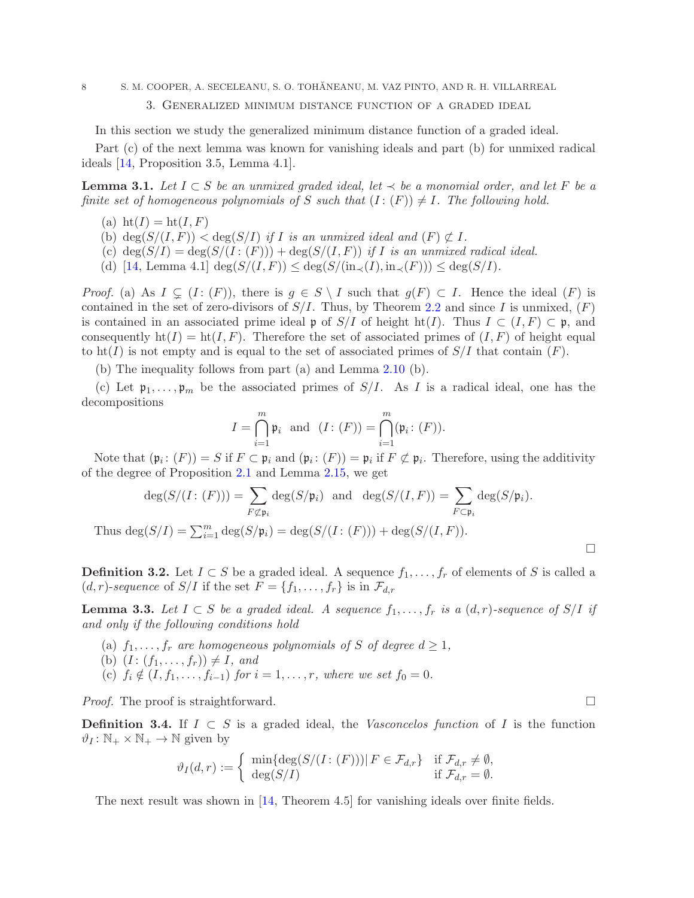## 3. Generalized minimum distance function of a graded ideal

In this section we study the generalized minimum distance function of a graded ideal.

Part (c) of the next lemma was known for vanishing ideals and part (b) for unmixed radical ideals [14, Proposition 3.5, Lemma 4.1].

**Lemma 3.1.** *Let $I \subset S$ be an unmixed graded ideal, let $\prec$ be a monomial order, and let $F$ be a finite set of homogeneous polynomials of $S$ such that $(I\colon (F)) \neq I$. The following hold.*

(a) $\mathrm{ht}(I) = \mathrm{ht}(I, F)$

(b) $\deg(S/(I, F)) < \deg(S/I)$ *if $I$ is an unmixed ideal and $(F) \not\subset I$.*

(c) $\deg(S/I) = \deg(S/(I\colon (F))) + \deg(S/(I, F))$ *if $I$ is an unmixed radical ideal.*

(d) [14, Lemma 4.1] $\deg(S/(I, F)) \leq \deg(S/(\mathrm{in}_\prec(I), \mathrm{in}_\prec(F))) \leq \deg(S/I)$.

*Proof.* (a) As $I \subsetneq (I\colon (F))$, there is $g \in S \setminus I$ such that $g(F) \subset I$. Hence the ideal $(F)$ is contained in the set of zero-divisors of $S/I$. Thus, by Theorem 2.2 and since $I$ is unmixed, $(F)$ is contained in an associated prime ideal $\mathfrak{p}$ of $S/I$ of height $\mathrm{ht}(I)$. Thus $I \subset (I, F) \subset \mathfrak{p}$, and consequently $\mathrm{ht}(I) = \mathrm{ht}(I, F)$. Therefore the set of associated primes of $(I, F)$ of height equal to $\mathrm{ht}(I)$ is not empty and is equal to the set of associated primes of $S/I$ that contain $(F)$.

(b) The inequality follows from part (a) and Lemma 2.10 (b).

(c) Let $\mathfrak{p}_1, \ldots, \mathfrak{p}_m$ be the associated primes of $S/I$. As $I$ is a radical ideal, one has the decompositions

$$I = \bigcap_{i=1}^{m} \mathfrak{p}_i \ \text{ and } \ (I\colon (F)) = \bigcap_{i=1}^{m} (\mathfrak{p}_i\colon (F)).$$

Note that $(\mathfrak{p}_i\colon (F)) = S$ if $F \subset \mathfrak{p}_i$ and $(\mathfrak{p}_i\colon (F)) = \mathfrak{p}_i$ if $F \not\subset \mathfrak{p}_i$. Therefore, using the additivity of the degree of Proposition 2.1 and Lemma 2.15, we get

$$\deg(S/(I\colon (F))) = \sum_{F \not\subset \mathfrak{p}_i} \deg(S/\mathfrak{p}_i) \ \text{ and } \ \deg(S/(I, F)) = \sum_{F \subset \mathfrak{p}_i} \deg(S/\mathfrak{p}_i).$$

Thus $\deg(S/I) = \sum_{i=1}^{m} \deg(S/\mathfrak{p}_i) = \deg(S/(I\colon (F))) + \deg(S/(I, F))$. $\square$

**Definition 3.2.** Let $I \subset S$ be a graded ideal. A sequence $f_1, \ldots, f_r$ of elements of $S$ is called a *$(d, r)$-sequence* of $S/I$ if the set $F = \{f_1, \ldots, f_r\}$ is in $\mathcal{F}_{d,r}$

**Lemma 3.3.** *Let $I \subset S$ be a graded ideal. A sequence $f_1, \ldots, f_r$ is a $(d, r)$-sequence of $S/I$ if and only if the following conditions hold*

(a) *$f_1, \ldots, f_r$ are homogeneous polynomials of $S$ of degree $d \geq 1$,*

(b) *$(I\colon (f_1, \ldots, f_r)) \neq I$, and*

(c) *$f_i \notin (I, f_1, \ldots, f_{i-1})$ for $i = 1, \ldots, r$, where we set $f_0 = 0$.*

*Proof.* The proof is straightforward. $\square$

**Definition 3.4.** If $I \subset S$ is a graded ideal, the *Vasconcelos function* of $I$ is the function $\vartheta_I \colon \mathbb{N}_+ \times \mathbb{N}_+ \to \mathbb{N}$ given by

$$\vartheta_I(d, r) := \begin{cases} \min\{\deg(S/(I\colon (F))) \mid F \in \mathcal{F}_{d,r}\} & \text{if } \mathcal{F}_{d,r} \neq \emptyset, \\ \deg(S/I) & \text{if } \mathcal{F}_{d,r} = \emptyset. \end{cases}$$

The next result was shown in [14, Theorem 4.5] for vanishing ideals over finite fields.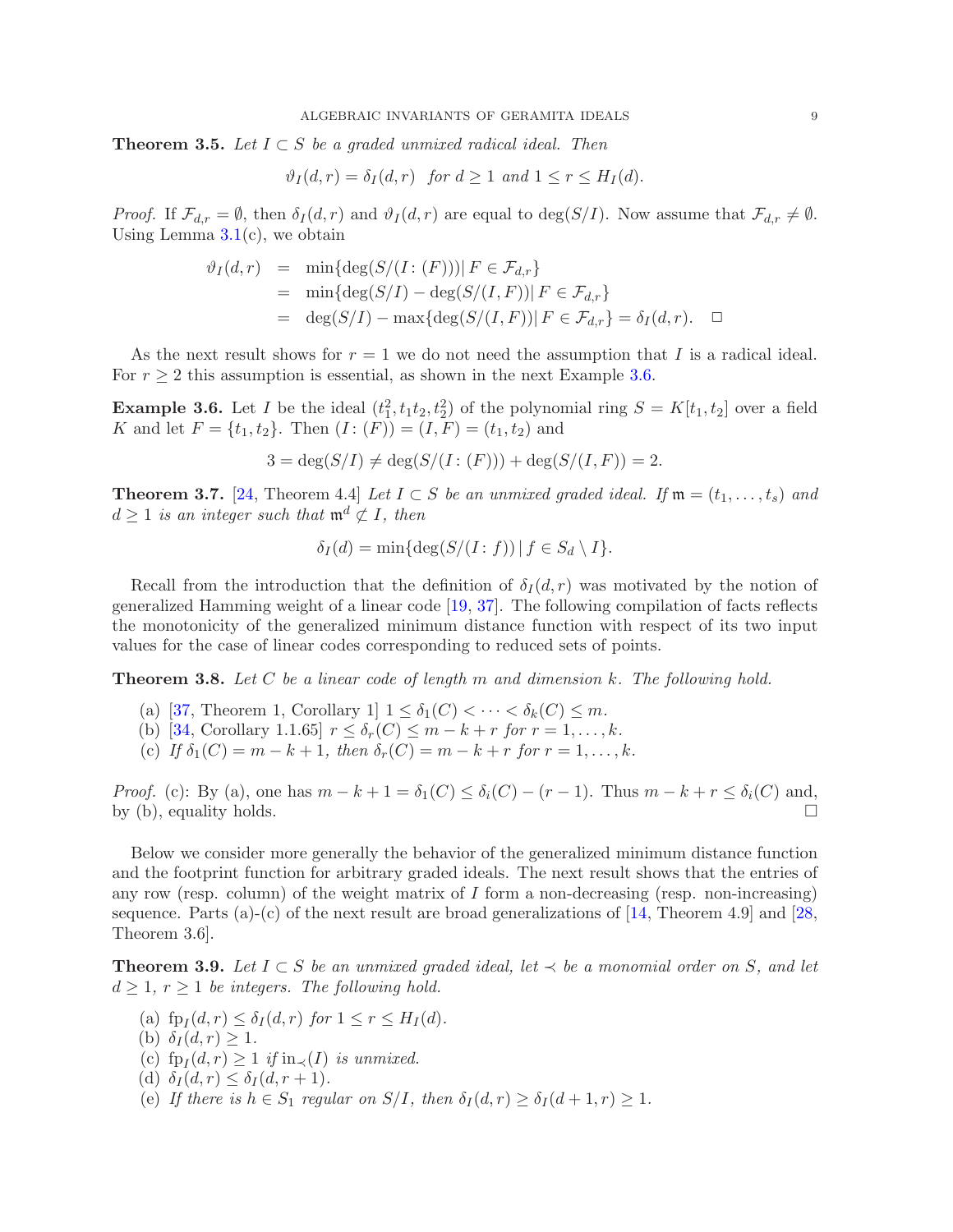**Theorem 3.5.** *Let $I \subset S$ be a graded unmixed radical ideal. Then*

$$\vartheta_I(d,r) = \delta_I(d,r) \quad \text{for } d \geq 1 \text{ and } 1 \leq r \leq H_I(d).$$

*Proof.* If $\mathcal{F}_{d,r} = \emptyset$, then $\delta_I(d,r)$ and $\vartheta_I(d,r)$ are equal to $\deg(S/I)$. Now assume that $\mathcal{F}_{d,r} \neq \emptyset$. Using Lemma 3.1(c), we obtain

$$\begin{aligned}
\vartheta_I(d,r) &= \min\{\deg(S/(I\colon (F)))\,|\, F \in \mathcal{F}_{d,r}\} \\
&= \min\{\deg(S/I) - \deg(S/(I,F))\,|\, F \in \mathcal{F}_{d,r}\} \\
&= \deg(S/I) - \max\{\deg(S/(I,F))\,|\, F \in \mathcal{F}_{d,r}\} = \delta_I(d,r). \quad \Box
\end{aligned}$$

As the next result shows for $r = 1$ we do not need the assumption that $I$ is a radical ideal. For $r \geq 2$ this assumption is essential, as shown in the next Example 3.6.

**Example 3.6.** Let $I$ be the ideal $(t_1^2, t_1t_2, t_2^2)$ of the polynomial ring $S = K[t_1, t_2]$ over a field $K$ and let $F = \{t_1, t_2\}$. Then $(I\colon (F)) = (I, F) = (t_1, t_2)$ and

$$3 = \deg(S/I) \neq \deg(S/(I\colon (F))) + \deg(S/(I,F)) = 2.$$

**Theorem 3.7.** [24, Theorem 4.4] *Let $I \subset S$ be an unmixed graded ideal. If $\mathfrak{m} = (t_1, \ldots, t_s)$ and $d \geq 1$ is an integer such that $\mathfrak{m}^d \not\subset I$, then*

$$\delta_I(d) = \min\{\deg(S/(I\colon f))\,|\, f \in S_d \setminus I\}.$$

Recall from the introduction that the definition of $\delta_I(d,r)$ was motivated by the notion of generalized Hamming weight of a linear code [19, 37]. The following compilation of facts reflects the monotonicity of the generalized minimum distance function with respect of its two input values for the case of linear codes corresponding to reduced sets of points.

**Theorem 3.8.** *Let $C$ be a linear code of length $m$ and dimension $k$. The following hold.*

(a) [37, Theorem 1, Corollary 1] $1 \leq \delta_1(C) < \cdots < \delta_k(C) \leq m$.

(b) [34, Corollary 1.1.65] $r \leq \delta_r(C) \leq m - k + r$ *for* $r = 1, \ldots, k$.

(c) *If* $\delta_1(C) = m - k + 1$, *then* $\delta_r(C) = m - k + r$ *for* $r = 1, \ldots, k$.

*Proof.* (c): By (a), one has $m - k + 1 = \delta_1(C) \leq \delta_i(C) - (r-1)$. Thus $m - k + r \leq \delta_i(C)$ and, by (b), equality holds. $\Box$

Below we consider more generally the behavior of the generalized minimum distance function and the footprint function for arbitrary graded ideals. The next result shows that the entries of any row (resp. column) of the weight matrix of $I$ form a non-decreasing (resp. non-increasing) sequence. Parts (a)-(c) of the next result are broad generalizations of [14, Theorem 4.9] and [28, Theorem 3.6].

**Theorem 3.9.** *Let $I \subset S$ be an unmixed graded ideal, let $\prec$ be a monomial order on $S$, and let $d \geq 1$, $r \geq 1$ be integers. The following hold.*

(a) $\mathrm{fp}_I(d,r) \leq \delta_I(d,r)$ *for* $1 \leq r \leq H_I(d)$.

(b) $\delta_I(d,r) \geq 1$.

(c) $\mathrm{fp}_I(d,r) \geq 1$ *if* $\mathrm{in}_\prec(I)$ *is unmixed.*

(d) $\delta_I(d,r) \leq \delta_I(d,r+1)$.

(e) *If there is $h \in S_1$ regular on $S/I$, then* $\delta_I(d,r) \geq \delta_I(d+1,r) \geq 1$.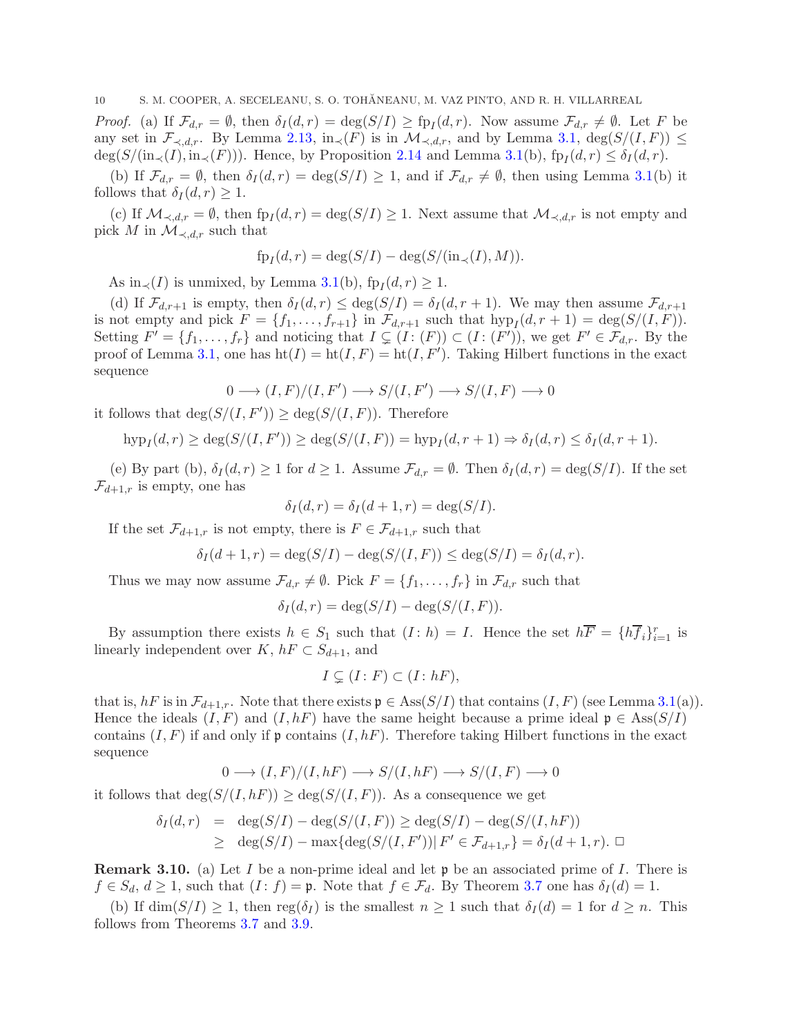*Proof.* (a) If $\mathcal{F}_{d,r} = \emptyset$, then $\delta_I(d,r) = \deg(S/I) \geq \mathrm{fp}_I(d,r)$. Now assume $\mathcal{F}_{d,r} \neq \emptyset$. Let $F$ be any set in $\mathcal{F}_{\prec,d,r}$. By Lemma 2.13, $\mathrm{in}_\prec(F)$ is in $\mathcal{M}_{\prec,d,r}$, and by Lemma 3.1, $\deg(S/(I,F)) \leq \deg(S/(\mathrm{in}_\prec(I), \mathrm{in}_\prec(F)))$. Hence, by Proposition 2.14 and Lemma 3.1(b), $\mathrm{fp}_I(d,r) \leq \delta_I(d,r)$.

(b) If $\mathcal{F}_{d,r} = \emptyset$, then $\delta_I(d,r) = \deg(S/I) \geq 1$, and if $\mathcal{F}_{d,r} \neq \emptyset$, then using Lemma 3.1(b) it follows that $\delta_I(d,r) \geq 1$.

(c) If $\mathcal{M}_{\prec,d,r} = \emptyset$, then $\mathrm{fp}_I(d,r) = \deg(S/I) \geq 1$. Next assume that $\mathcal{M}_{\prec,d,r}$ is not empty and pick $M$ in $\mathcal{M}_{\prec,d,r}$ such that

$$\mathrm{fp}_I(d,r) = \deg(S/I) - \deg(S/(\mathrm{in}_\prec(I), M)).$$

As $\mathrm{in}_\prec(I)$ is unmixed, by Lemma 3.1(b), $\mathrm{fp}_I(d,r) \geq 1$.

(d) If $\mathcal{F}_{d,r+1}$ is empty, then $\delta_I(d,r) \leq \deg(S/I) = \delta_I(d,r+1)$. We may then assume $\mathcal{F}_{d,r+1}$ is not empty and pick $F = \{f_1, \ldots, f_{r+1}\}$ in $\mathcal{F}_{d,r+1}$ such that $\mathrm{hyp}_I(d,r+1) = \deg(S/(I,F))$. Setting $F' = \{f_1, \ldots, f_r\}$ and noticing that $I \subsetneq (I\colon (F)) \subset (I\colon (F'))$, we get $F' \in \mathcal{F}_{d,r}$. By the proof of Lemma 3.1, one has $\mathrm{ht}(I) = \mathrm{ht}(I,F) = \mathrm{ht}(I,F')$. Taking Hilbert functions in the exact sequence

$$0 \longrightarrow (I,F)/(I,F') \longrightarrow S/(I,F') \longrightarrow S/(I,F) \longrightarrow 0$$

it follows that $\deg(S/(I,F')) \geq \deg(S/(I,F))$. Therefore

$$\mathrm{hyp}_I(d,r) \geq \deg(S/(I,F')) \geq \deg(S/(I,F)) = \mathrm{hyp}_I(d,r+1) \Rightarrow \delta_I(d,r) \leq \delta_I(d,r+1).$$

(e) By part (b), $\delta_I(d,r) \geq 1$ for $d \geq 1$. Assume $\mathcal{F}_{d,r} = \emptyset$. Then $\delta_I(d,r) = \deg(S/I)$. If the set $\mathcal{F}_{d+1,r}$ is empty, one has

$$\delta_I(d,r) = \delta_I(d+1,r) = \deg(S/I).$$

If the set $\mathcal{F}_{d+1,r}$ is not empty, there is $F \in \mathcal{F}_{d+1,r}$ such that

$$\delta_I(d+1,r) = \deg(S/I) - \deg(S/(I,F)) \leq \deg(S/I) = \delta_I(d,r).$$

Thus we may now assume $\mathcal{F}_{d,r} \neq \emptyset$. Pick $F = \{f_1, \ldots, f_r\}$ in $\mathcal{F}_{d,r}$ such that

$$\delta_I(d,r) = \deg(S/I) - \deg(S/(I,F)).$$

By assumption there exists $h \in S_1$ such that $(I\colon h) = I$. Hence the set $h\overline{F} = \{h\overline{f}_i\}_{i=1}^r$ is linearly independent over $K$, $hF \subset S_{d+1}$, and

$$I \subsetneq (I\colon F) \subset (I\colon hF),$$

that is, $hF$ is in $\mathcal{F}_{d+1,r}$. Note that there exists $\mathfrak{p} \in \mathrm{Ass}(S/I)$ that contains $(I,F)$ (see Lemma 3.1(a)). Hence the ideals $(I,F)$ and $(I,hF)$ have the same height because a prime ideal $\mathfrak{p} \in \mathrm{Ass}(S/I)$ contains $(I,F)$ if and only if $\mathfrak{p}$ contains $(I,hF)$. Therefore taking Hilbert functions in the exact sequence

$$0 \longrightarrow (I,F)/(I,hF) \longrightarrow S/(I,hF) \longrightarrow S/(I,F) \longrightarrow 0$$

it follows that $\deg(S/(I,hF)) \geq \deg(S/(I,F))$. As a consequence we get

$$\begin{aligned} \delta_I(d,r) &= \deg(S/I) - \deg(S/(I,F)) \geq \deg(S/I) - \deg(S/(I,hF)) \\ &\geq \deg(S/I) - \max\{\deg(S/(I,F'))|\, F' \in \mathcal{F}_{d+1,r}\} = \delta_I(d+1,r). \;\Box \end{aligned}$$

**Remark 3.10.** (a) Let $I$ be a non-prime ideal and let $\mathfrak{p}$ be an associated prime of $I$. There is $f \in S_d$, $d \geq 1$, such that $(I\colon f) = \mathfrak{p}$. Note that $f \in \mathcal{F}_d$. By Theorem 3.7 one has $\delta_I(d) = 1$.

(b) If $\dim(S/I) \geq 1$, then $\mathrm{reg}(\delta_I)$ is the smallest $n \geq 1$ such that $\delta_I(d) = 1$ for $d \geq n$. This follows from Theorems 3.7 and 3.9.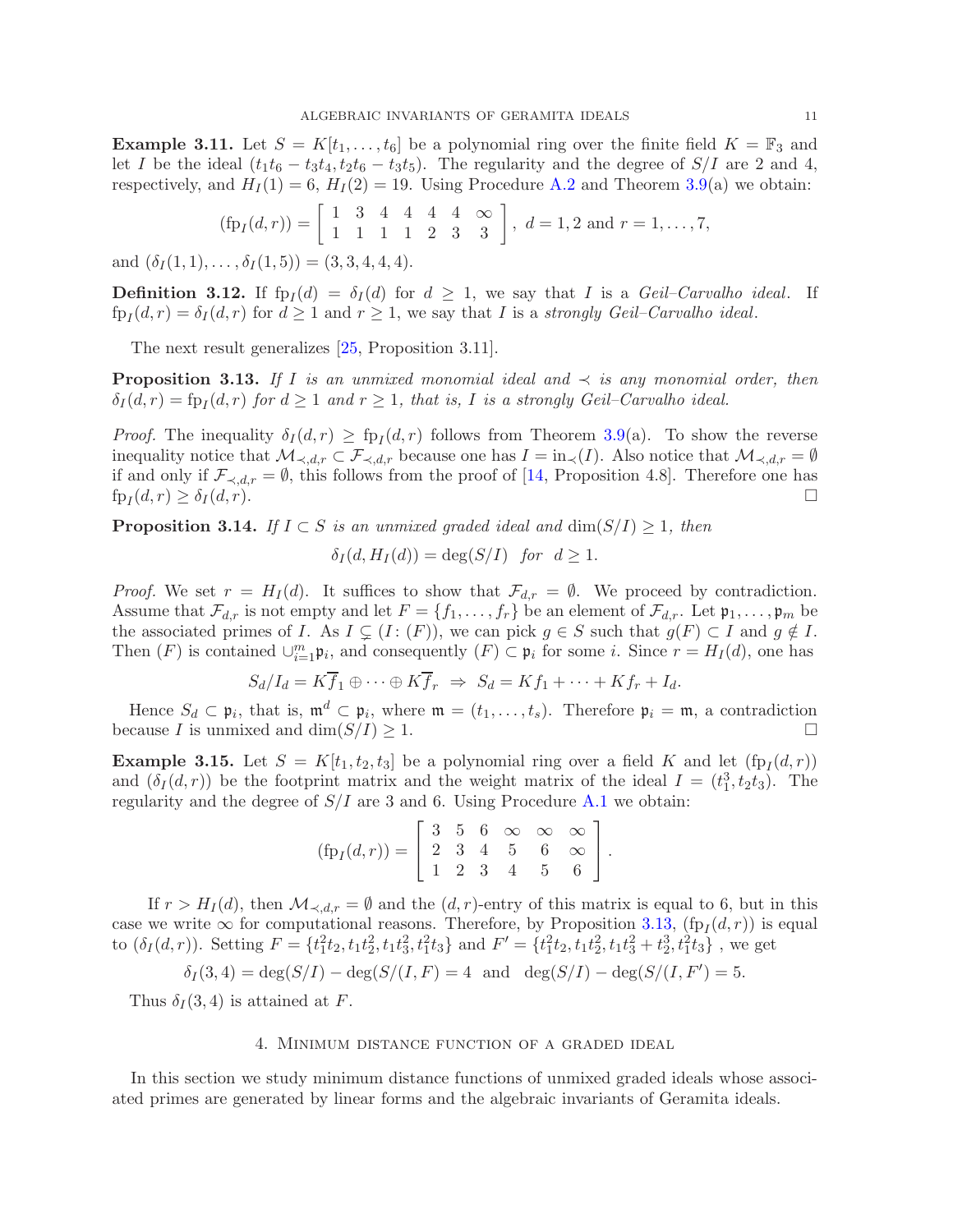**Example 3.11.** Let $S = K[t_1, \ldots, t_6]$ be a polynomial ring over the finite field $K = \mathbb{F}_3$ and let $I$ be the ideal $(t_1t_6 - t_3t_4, t_2t_6 - t_3t_5)$. The regularity and the degree of $S/I$ are 2 and 4, respectively, and $H_I(1) = 6$, $H_I(2) = 19$. Using Procedure A.2 and Theorem 3.9(a) we obtain:

$$(\mathrm{fp}_I(d,r)) = \begin{bmatrix} 1 & 3 & 4 & 4 & 4 & 4 & \infty \\ 1 & 1 & 1 & 1 & 2 & 3 & 3 \end{bmatrix}, \ d = 1, 2 \text{ and } r = 1, \ldots, 7,$$

and $(\delta_I(1,1), \ldots, \delta_I(1,5)) = (3, 3, 4, 4, 4)$.

**Definition 3.12.** If $\mathrm{fp}_I(d) = \delta_I(d)$ for $d \geq 1$, we say that $I$ is a *Geil–Carvalho ideal*. If $\mathrm{fp}_I(d,r) = \delta_I(d,r)$ for $d \geq 1$ and $r \geq 1$, we say that $I$ is a *strongly Geil–Carvalho ideal*.

The next result generalizes [25, Proposition 3.11].

**Proposition 3.13.** *If $I$ is an unmixed monomial ideal and $\prec$ is any monomial order, then $\delta_I(d,r) = \mathrm{fp}_I(d,r)$ for $d \geq 1$ and $r \geq 1$, that is, $I$ is a strongly Geil–Carvalho ideal.*

*Proof.* The inequality $\delta_I(d,r) \geq \mathrm{fp}_I(d,r)$ follows from Theorem 3.9(a). To show the reverse inequality notice that $\mathcal{M}_{\prec,d,r} \subset \mathcal{F}_{\prec,d,r}$ because one has $I = \mathrm{in}_\prec(I)$. Also notice that $\mathcal{M}_{\prec,d,r} = \emptyset$ if and only if $\mathcal{F}_{\prec,d,r} = \emptyset$, this follows from the proof of [14, Proposition 4.8]. Therefore one has $\mathrm{fp}_I(d,r) \geq \delta_I(d,r)$. $\square$

**Proposition 3.14.** *If $I \subset S$ is an unmixed graded ideal and $\dim(S/I) \geq 1$, then*

$$\delta_I(d, H_I(d)) = \deg(S/I) \quad \text{for} \quad d \geq 1.$$

*Proof.* We set $r = H_I(d)$. It suffices to show that $\mathcal{F}_{d,r} = \emptyset$. We proceed by contradiction. Assume that $\mathcal{F}_{d,r}$ is not empty and let $F = \{f_1, \ldots, f_r\}$ be an element of $\mathcal{F}_{d,r}$. Let $\mathfrak{p}_1, \ldots, \mathfrak{p}_m$ be the associated primes of $I$. As $I \subsetneq (I \colon (F))$, we can pick $g \in S$ such that $g(F) \subset I$ and $g \notin I$. Then $(F)$ is contained $\cup_{i=1}^m \mathfrak{p}_i$, and consequently $(F) \subset \mathfrak{p}_i$ for some $i$. Since $r = H_I(d)$, one has

$$S_d/I_d = K\overline{f}_1 \oplus \cdots \oplus K\overline{f}_r \ \Rightarrow \ S_d = Kf_1 + \cdots + Kf_r + I_d.$$

Hence $S_d \subset \mathfrak{p}_i$, that is, $\mathfrak{m}^d \subset \mathfrak{p}_i$, where $\mathfrak{m} = (t_1, \ldots, t_s)$. Therefore $\mathfrak{p}_i = \mathfrak{m}$, a contradiction because $I$ is unmixed and $\dim(S/I) \geq 1$. $\square$

**Example 3.15.** Let $S = K[t_1, t_2, t_3]$ be a polynomial ring over a field $K$ and let $(\mathrm{fp}_I(d,r))$ and $(\delta_I(d,r))$ be the footprint matrix and the weight matrix of the ideal $I = (t_1^3, t_2t_3)$. The regularity and the degree of $S/I$ are 3 and 6. Using Procedure A.1 we obtain:

$$(\mathrm{fp}_I(d,r)) = \begin{bmatrix} 3 & 5 & 6 & \infty & \infty & \infty \\ 2 & 3 & 4 & 5 & 6 & \infty \\ 1 & 2 & 3 & 4 & 5 & 6 \end{bmatrix}.$$

If $r > H_I(d)$, then $\mathcal{M}_{\prec,d,r} = \emptyset$ and the $(d,r)$-entry of this matrix is equal to 6, but in this case we write $\infty$ for computational reasons. Therefore, by Proposition 3.13, $(\mathrm{fp}_I(d,r))$ is equal to $(\delta_I(d,r))$. Setting $F = \{t_1^2t_2, t_1t_2^2, t_1t_3^2, t_1^2t_3\}$ and $F' = \{t_1^2t_2, t_1t_2^2, t_1t_3^2 + t_2^3, t_1^2t_3\}$ , we get

$$\delta_I(3,4) = \deg(S/I) - \deg(S/(I,F)) = 4 \ \text{ and } \ \deg(S/I) - \deg(S/(I,F')) = 5.$$

Thus $\delta_I(3,4)$ is attained at $F$.

## 4. Minimum distance function of a graded ideal

In this section we study minimum distance functions of unmixed graded ideals whose associated primes are generated by linear forms and the algebraic invariants of Geramita ideals.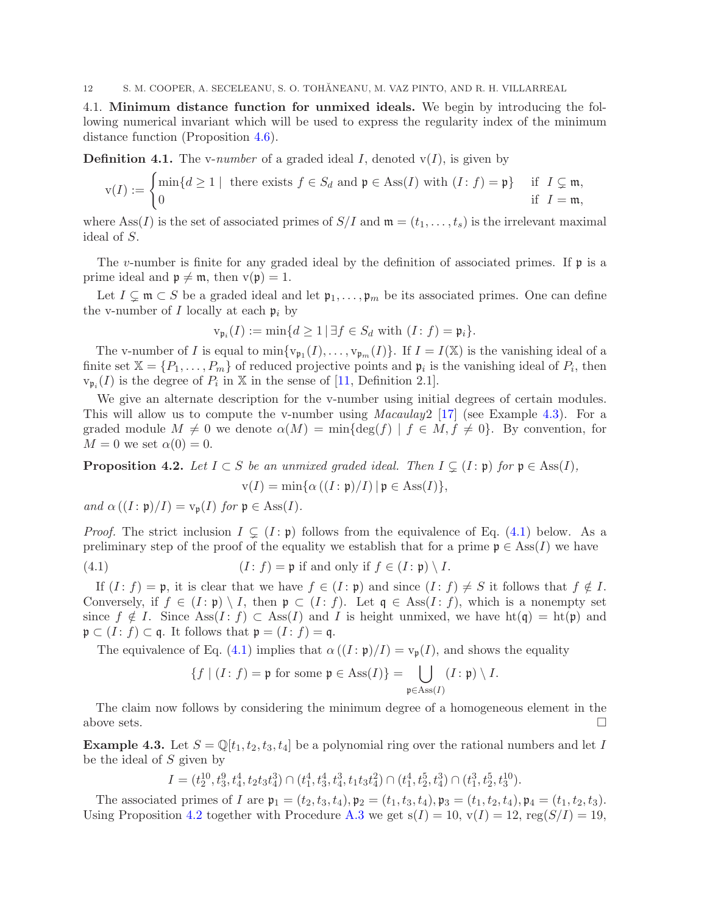### 4.1. Minimum distance function for unmixed ideals.

We begin by introducing the following numerical invariant which will be used to express the regularity index of the minimum distance function (Proposition 4.6).

**Definition 4.1.** The v*-number* of a graded ideal $I$, denoted $\mathrm{v}(I)$, is given by

$$\mathrm{v}(I) := \begin{cases} \min\{d \geq 1 \mid \text{ there exists } f \in S_d \text{ and } \mathfrak{p} \in \mathrm{Ass}(I) \text{ with } (I\colon f) = \mathfrak{p}\} & \text{if } I \subsetneq \mathfrak{m}, \\ 0 & \text{if } I = \mathfrak{m}, \end{cases}$$

where $\mathrm{Ass}(I)$ is the set of associated primes of $S/I$ and $\mathfrak{m} = (t_1, \ldots, t_s)$ is the irrelevant maximal ideal of $S$.

The $v$-number is finite for any graded ideal by the definition of associated primes. If $\mathfrak{p}$ is a prime ideal and $\mathfrak{p} \neq \mathfrak{m}$, then $\mathrm{v}(\mathfrak{p}) = 1$.

Let $I \subsetneq \mathfrak{m} \subset S$ be a graded ideal and let $\mathfrak{p}_1, \ldots, \mathfrak{p}_m$ be its associated primes. One can define the v-number of $I$ locally at each $\mathfrak{p}_i$ by

$$\mathrm{v}_{\mathfrak{p}_i}(I) := \min\{d \geq 1 \mid \exists f \in S_d \text{ with } (I\colon f) = \mathfrak{p}_i\}.$$

The v-number of $I$ is equal to $\min\{\mathrm{v}_{\mathfrak{p}_1}(I), \ldots, \mathrm{v}_{\mathfrak{p}_m}(I)\}$. If $I = I(\mathbb{X})$ is the vanishing ideal of a finite set $\mathbb{X} = \{P_1, \ldots, P_m\}$ of reduced projective points and $\mathfrak{p}_i$ is the vanishing ideal of $P_i$, then $\mathrm{v}_{\mathfrak{p}_i}(I)$ is the degree of $P_i$ in $\mathbb{X}$ in the sense of [11, Definition 2.1].

We give an alternate description for the v-number using initial degrees of certain modules. This will allow us to compute the v-number using *Macaulay*2 [17] (see Example 4.3). For a graded module $M \neq 0$ we denote $\alpha(M) = \min\{\deg(f) \mid f \in M, f \neq 0\}$. By convention, for $M = 0$ we set $\alpha(0) = 0$.

**Proposition 4.2.** *Let $I \subset S$ be an unmixed graded ideal. Then $I \subsetneq (I\colon \mathfrak{p})$ for $\mathfrak{p} \in \mathrm{Ass}(I)$,*

$$\mathrm{v}(I) = \min\{\alpha\left((I\colon \mathfrak{p})/I\right) \mid \mathfrak{p} \in \mathrm{Ass}(I)\},$$

*and $\alpha\left((I\colon \mathfrak{p})/I\right) = \mathrm{v}_{\mathfrak{p}}(I)$ for $\mathfrak{p} \in \mathrm{Ass}(I)$.*

*Proof.* The strict inclusion $I \subsetneq (I\colon \mathfrak{p})$ follows from the equivalence of Eq. (4.1) below. As a preliminary step of the proof of the equality we establish that for a prime $\mathfrak{p} \in \mathrm{Ass}(I)$ we have

$$(I\colon f) = \mathfrak{p} \text{ if and only if } f \in (I\colon \mathfrak{p}) \setminus I. \tag{4.1}$$

If $(I\colon f) = \mathfrak{p}$, it is clear that we have $f \in (I\colon \mathfrak{p})$ and since $(I\colon f) \neq S$ it follows that $f \notin I$. Conversely, if $f \in (I\colon \mathfrak{p}) \setminus I$, then $\mathfrak{p} \subset (I\colon f)$. Let $\mathfrak{q} \in \mathrm{Ass}(I\colon f)$, which is a nonempty set since $f \notin I$. Since $\mathrm{Ass}(I\colon f) \subset \mathrm{Ass}(I)$ and $I$ is height unmixed, we have $\mathrm{ht}(\mathfrak{q}) = \mathrm{ht}(\mathfrak{p})$ and $\mathfrak{p} \subset (I\colon f) \subset \mathfrak{q}$. It follows that $\mathfrak{p} = (I\colon f) = \mathfrak{q}$.

The equivalence of Eq. (4.1) implies that $\alpha\left((I\colon \mathfrak{p})/I\right) = \mathrm{v}_{\mathfrak{p}}(I)$, and shows the equality

$$\{f \mid (I\colon f) = \mathfrak{p} \text{ for some } \mathfrak{p} \in \mathrm{Ass}(I)\} = \bigcup_{\mathfrak{p} \in \mathrm{Ass}(I)} (I\colon \mathfrak{p}) \setminus I.$$

The claim now follows by considering the minimum degree of a homogeneous element in the above sets. $\square$

**Example 4.3.** Let $S = \mathbb{Q}[t_1, t_2, t_3, t_4]$ be a polynomial ring over the rational numbers and let $I$ be the ideal of $S$ given by

$$I = (t_2^{10}, t_3^9, t_4^4, t_2t_3t_4^3) \cap (t_1^4, t_3^4, t_4^3, t_1t_3t_4^2) \cap (t_1^4, t_2^5, t_4^3) \cap (t_1^3, t_2^5, t_3^{10}).$$

The associated primes of $I$ are $\mathfrak{p}_1 = (t_2, t_3, t_4), \mathfrak{p}_2 = (t_1, t_3, t_4), \mathfrak{p}_3 = (t_1, t_2, t_4), \mathfrak{p}_4 = (t_1, t_2, t_3)$. Using Proposition 4.2 together with Procedure A.3 we get $\mathrm{s}(I) = 10$, $\mathrm{v}(I) = 12$, $\mathrm{reg}(S/I) = 19$,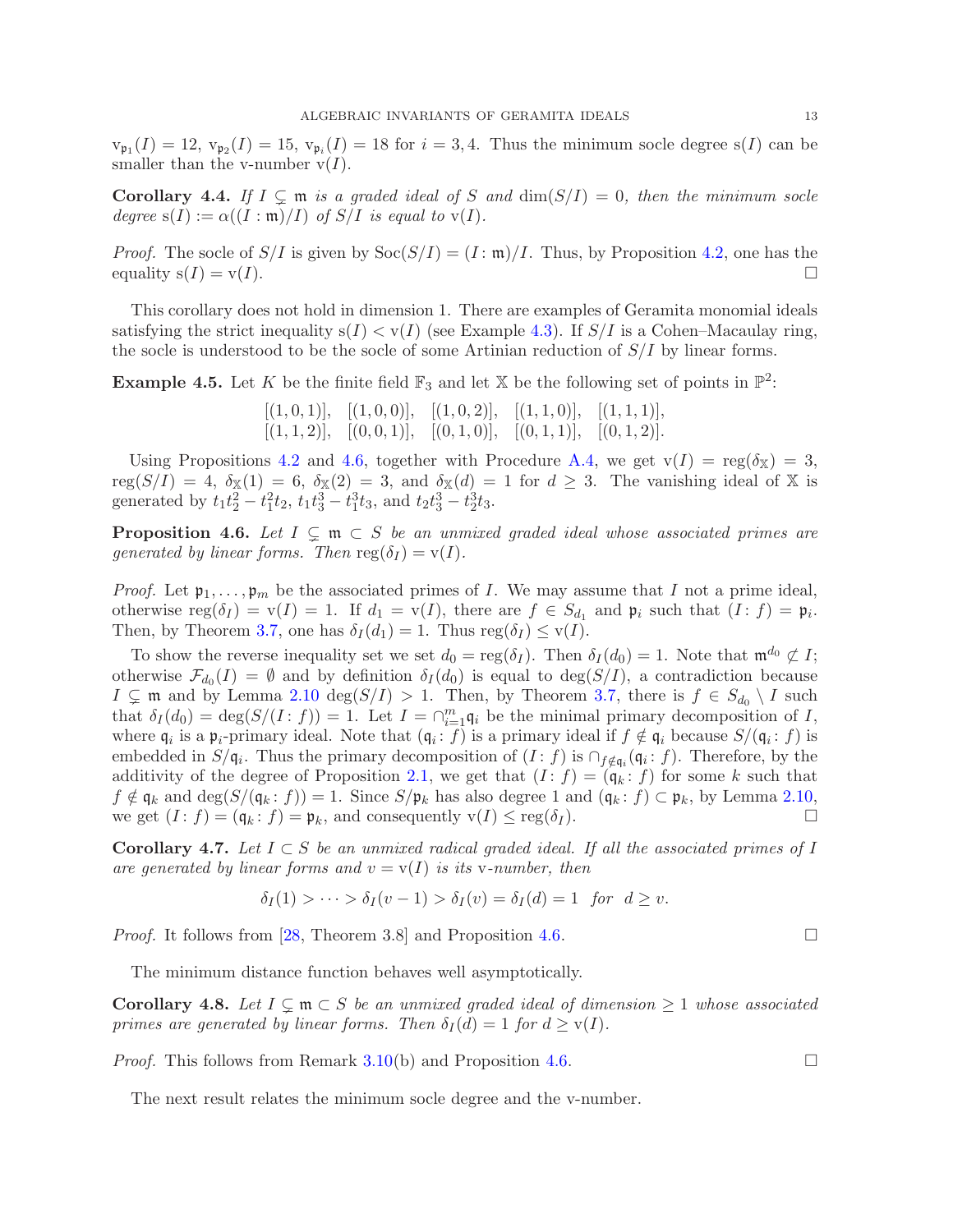$\mathrm{v}_{\mathfrak{p}_1}(I) = 12$, $\mathrm{v}_{\mathfrak{p}_2}(I) = 15$, $\mathrm{v}_{\mathfrak{p}_i}(I) = 18$ for $i = 3, 4$. Thus the minimum socle degree $\mathrm{s}(I)$ can be smaller than the v-number $\mathrm{v}(I)$.

**Corollary 4.4.** *If $I \subsetneq \mathfrak{m}$ is a graded ideal of $S$ and $\dim(S/I) = 0$, then the minimum socle degree $\mathrm{s}(I) := \alpha((I : \mathfrak{m})/I)$ of $S/I$ is equal to $\mathrm{v}(I)$.*

*Proof.* The socle of $S/I$ is given by $\mathrm{Soc}(S/I) = (I \colon \mathfrak{m})/I$. Thus, by Proposition 4.2, one has the equality $\mathrm{s}(I) = \mathrm{v}(I)$. $\square$

This corollary does not hold in dimension 1. There are examples of Geramita monomial ideals satisfying the strict inequality $\mathrm{s}(I) < \mathrm{v}(I)$ (see Example 4.3). If $S/I$ is a Cohen–Macaulay ring, the socle is understood to be the socle of some Artinian reduction of $S/I$ by linear forms.

**Example 4.5.** Let $K$ be the finite field $\mathbb{F}_3$ and let $\mathbb{X}$ be the following set of points in $\mathbb{P}^2$:

$$[(1, 0, 1)],\quad [(1, 0, 0)],\quad [(1, 0, 2)],\quad [(1, 1, 0)],\quad [(1, 1, 1)],$$
$$[(1, 1, 2)],\quad [(0, 0, 1)],\quad [(0, 1, 0)],\quad [(0, 1, 1)],\quad [(0, 1, 2)].$$

Using Propositions 4.2 and 4.6, together with Procedure A.4, we get $\mathrm{v}(I) = \mathrm{reg}(\delta_{\mathbb{X}}) = 3$, $\mathrm{reg}(S/I) = 4$, $\delta_{\mathbb{X}}(1) = 6$, $\delta_{\mathbb{X}}(2) = 3$, and $\delta_{\mathbb{X}}(d) = 1$ for $d \geq 3$. The vanishing ideal of $\mathbb{X}$ is generated by $t_1t_2^2 - t_1^2t_2$, $t_1t_3^3 - t_1^3t_3$, and $t_2t_3^3 - t_2^3t_3$.

**Proposition 4.6.** *Let $I \subsetneq \mathfrak{m} \subset S$ be an unmixed graded ideal whose associated primes are generated by linear forms. Then $\mathrm{reg}(\delta_I) = \mathrm{v}(I)$.*

*Proof.* Let $\mathfrak{p}_1, \ldots, \mathfrak{p}_m$ be the associated primes of $I$. We may assume that $I$ not a prime ideal, otherwise $\mathrm{reg}(\delta_I) = \mathrm{v}(I) = 1$. If $d_1 = \mathrm{v}(I)$, there are $f \in S_{d_1}$ and $\mathfrak{p}_i$ such that $(I \colon f) = \mathfrak{p}_i$. Then, by Theorem 3.7, one has $\delta_I(d_1) = 1$. Thus $\mathrm{reg}(\delta_I) \leq \mathrm{v}(I)$.

To show the reverse inequality set we set $d_0 = \mathrm{reg}(\delta_I)$. Then $\delta_I(d_0) = 1$. Note that $\mathfrak{m}^{d_0} \not\subset I$; otherwise $\mathcal{F}_{d_0}(I) = \emptyset$ and by definition $\delta_I(d_0)$ is equal to $\deg(S/I)$, a contradiction because $I \subsetneq \mathfrak{m}$ and by Lemma 2.10 $\deg(S/I) > 1$. Then, by Theorem 3.7, there is $f \in S_{d_0} \setminus I$ such that $\delta_I(d_0) = \deg(S/(I \colon f)) = 1$. Let $I = \cap_{i=1}^m \mathfrak{q}_i$ be the minimal primary decomposition of $I$, where $\mathfrak{q}_i$ is a $\mathfrak{p}_i$-primary ideal. Note that $(\mathfrak{q}_i \colon f)$ is a primary ideal if $f \notin \mathfrak{q}_i$ because $S/(\mathfrak{q}_i \colon f)$ is embedded in $S/\mathfrak{q}_i$. Thus the primary decomposition of $(I \colon f)$ is $\cap_{f \notin \mathfrak{q}_i}(\mathfrak{q}_i \colon f)$. Therefore, by the additivity of the degree of Proposition 2.1, we get that $(I \colon f) = (\mathfrak{q}_k \colon f)$ for some $k$ such that $f \notin \mathfrak{q}_k$ and $\deg(S/(\mathfrak{q}_k \colon f)) = 1$. Since $S/\mathfrak{p}_k$ has also degree 1 and $(\mathfrak{q}_k \colon f) \subset \mathfrak{p}_k$, by Lemma 2.10, we get $(I \colon f) = (\mathfrak{q}_k \colon f) = \mathfrak{p}_k$, and consequently $\mathrm{v}(I) \leq \mathrm{reg}(\delta_I)$. $\square$

**Corollary 4.7.** *Let $I \subset S$ be an unmixed radical graded ideal. If all the associated primes of $I$ are generated by linear forms and $v = \mathrm{v}(I)$ is its v-number, then*

$$\delta_I(1) > \cdots > \delta_I(v - 1) > \delta_I(v) = \delta_I(d) = 1 \quad \textit{for} \quad d \geq v.$$

*Proof.* It follows from [28, Theorem 3.8] and Proposition 4.6. $\square$

The minimum distance function behaves well asymptotically.

**Corollary 4.8.** *Let $I \subsetneq \mathfrak{m} \subset S$ be an unmixed graded ideal of dimension $\geq 1$ whose associated primes are generated by linear forms. Then $\delta_I(d) = 1$ for $d \geq \mathrm{v}(I)$.*

*Proof.* This follows from Remark 3.10(b) and Proposition 4.6. $\square$

The next result relates the minimum socle degree and the v-number.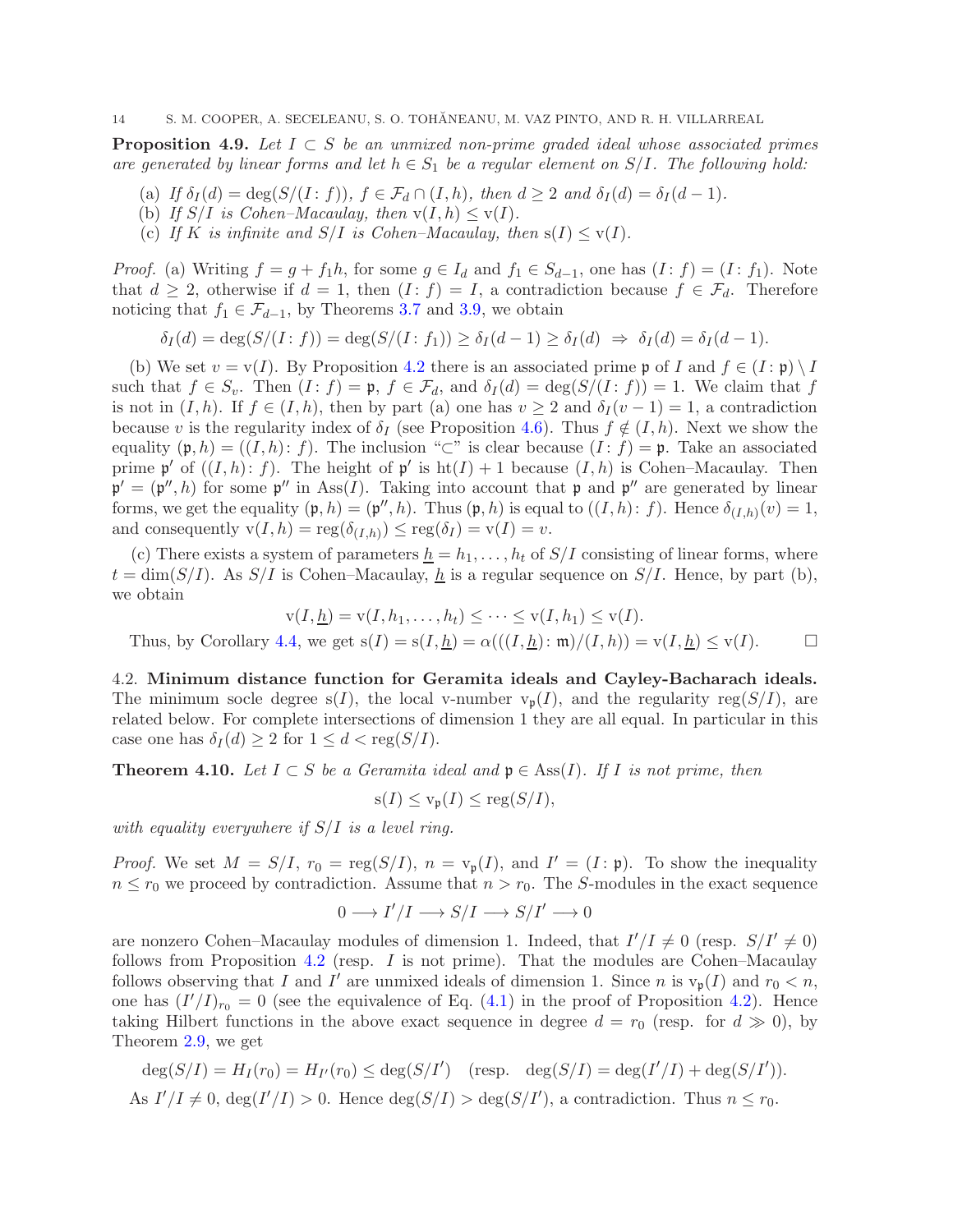**Proposition 4.9.** *Let $I \subset S$ be an unmixed non-prime graded ideal whose associated primes are generated by linear forms and let $h \in S_1$ be a regular element on $S/I$. The following hold:*

(a) *If $\delta_I(d) = \deg(S/(I : f))$, $f \in \mathcal{F}_d \cap (I, h)$, then $d \geq 2$ and $\delta_I(d) = \delta_I(d-1)$.*

(b) *If $S/I$ is Cohen–Macaulay, then $\mathrm{v}(I, h) \leq \mathrm{v}(I)$.*

(c) *If $K$ is infinite and $S/I$ is Cohen–Macaulay, then $\mathrm{s}(I) \leq \mathrm{v}(I)$.*

*Proof.* (a) Writing $f = g + f_1 h$, for some $g \in I_d$ and $f_1 \in S_{d-1}$, one has $(I : f) = (I : f_1)$. Note that $d \geq 2$, otherwise if $d = 1$, then $(I : f) = I$, a contradiction because $f \in \mathcal{F}_d$. Therefore noticing that $f_1 \in \mathcal{F}_{d-1}$, by Theorems 3.7 and 3.9, we obtain

$$\delta_I(d) = \deg(S/(I : f)) = \deg(S/(I : f_1)) \geq \delta_I(d-1) \geq \delta_I(d) \ \Rightarrow\ \delta_I(d) = \delta_I(d-1).$$

(b) We set $v = \mathrm{v}(I)$. By Proposition 4.2 there is an associated prime $\mathfrak{p}$ of $I$ and $f \in (I : \mathfrak{p}) \setminus I$ such that $f \in S_v$. Then $(I : f) = \mathfrak{p}$, $f \in \mathcal{F}_d$, and $\delta_I(d) = \deg(S/(I : f)) = 1$. We claim that $f$ is not in $(I, h)$. If $f \in (I, h)$, then by part (a) one has $v \geq 2$ and $\delta_I(v-1) = 1$, a contradiction because $v$ is the regularity index of $\delta_I$ (see Proposition 4.6). Thus $f \notin (I, h)$. Next we show the equality $(\mathfrak{p}, h) = ((I, h) : f)$. The inclusion "$\subset$" is clear because $(I : f) = \mathfrak{p}$. Take an associated prime $\mathfrak{p}'$ of $((I, h) : f)$. The height of $\mathfrak{p}'$ is $\mathrm{ht}(I) + 1$ because $(I, h)$ is Cohen–Macaulay. Then $\mathfrak{p}' = (\mathfrak{p}'', h)$ for some $\mathfrak{p}''$ in $\mathrm{Ass}(I)$. Taking into account that $\mathfrak{p}$ and $\mathfrak{p}''$ are generated by linear forms, we get the equality $(\mathfrak{p}, h) = (\mathfrak{p}'', h)$. Thus $(\mathfrak{p}, h)$ is equal to $((I, h) : f)$. Hence $\delta_{(I,h)}(v) = 1$, and consequently $\mathrm{v}(I, h) = \mathrm{reg}(\delta_{(I,h)}) \leq \mathrm{reg}(\delta_I) = \mathrm{v}(I) = v$.

(c) There exists a system of parameters $\underline{h} = h_1, \ldots, h_t$ of $S/I$ consisting of linear forms, where $t = \dim(S/I)$. As $S/I$ is Cohen–Macaulay, $\underline{h}$ is a regular sequence on $S/I$. Hence, by part (b), we obtain

$$\mathrm{v}(I, \underline{h}) = \mathrm{v}(I, h_1, \ldots, h_t) \leq \cdots \leq \mathrm{v}(I, h_1) \leq \mathrm{v}(I).$$

Thus, by Corollary 4.4, we get $\mathrm{s}(I) = \mathrm{s}(I, \underline{h}) = \alpha(((I, \underline{h}) : \mathfrak{m})/(I, h)) = \mathrm{v}(I, \underline{h}) \leq \mathrm{v}(I)$. $\square$

### 4.2. Minimum distance function for Geramita ideals and Cayley-Bacharach ideals.

The minimum socle degree $\mathrm{s}(I)$, the local v-number $\mathrm{v}_{\mathfrak{p}}(I)$, and the regularity $\mathrm{reg}(S/I)$, are related below. For complete intersections of dimension 1 they are all equal. In particular in this case one has $\delta_I(d) \geq 2$ for $1 \leq d < \mathrm{reg}(S/I)$.

**Theorem 4.10.** *Let $I \subset S$ be a Geramita ideal and $\mathfrak{p} \in \mathrm{Ass}(I)$. If $I$ is not prime, then*

$$\mathrm{s}(I) \leq \mathrm{v}_{\mathfrak{p}}(I) \leq \mathrm{reg}(S/I),$$

*with equality everywhere if $S/I$ is a level ring.*

*Proof.* We set $M = S/I$, $r_0 = \mathrm{reg}(S/I)$, $n = \mathrm{v}_{\mathfrak{p}}(I)$, and $I' = (I : \mathfrak{p})$. To show the inequality $n \leq r_0$ we proceed by contradiction. Assume that $n > r_0$. The $S$-modules in the exact sequence

$$0 \longrightarrow I'/I \longrightarrow S/I \longrightarrow S/I' \longrightarrow 0$$

are nonzero Cohen–Macaulay modules of dimension 1. Indeed, that $I'/I \neq 0$ (resp. $S/I' \neq 0$) follows from Proposition 4.2 (resp. $I$ is not prime). That the modules are Cohen–Macaulay follows observing that $I$ and $I'$ are unmixed ideals of dimension 1. Since $n$ is $\mathrm{v}_{\mathfrak{p}}(I)$ and $r_0 < n$, one has $(I'/I)_{r_0} = 0$ (see the equivalence of Eq. (4.1) in the proof of Proposition 4.2). Hence taking Hilbert functions in the above exact sequence in degree $d = r_0$ (resp. for $d \gg 0$), by Theorem 2.9, we get

$$\deg(S/I) = H_I(r_0) = H_{I'}(r_0) \leq \deg(S/I') \quad (\text{resp.} \quad \deg(S/I) = \deg(I'/I) + \deg(S/I')).$$

As $I'/I \neq 0$, $\deg(I'/I) > 0$. Hence $\deg(S/I) > \deg(S/I')$, a contradiction. Thus $n \leq r_0$.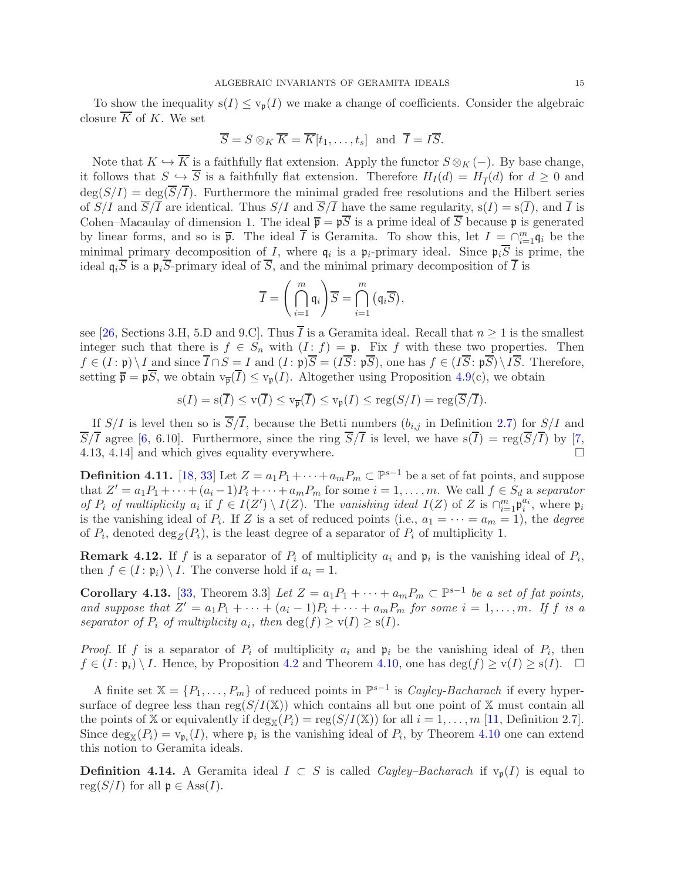To show the inequality $\mathrm{s}(I) \leq \mathrm{v}_{\mathfrak{p}}(I)$ we make a change of coefficients. Consider the algebraic closure $\overline{K}$ of $K$. We set

$$\overline{S} = S \otimes_K \overline{K} = \overline{K}[t_1, \ldots, t_s] \ \text{ and } \ \overline{I} = I\overline{S}.$$

Note that $K \hookrightarrow \overline{K}$ is a faithfully flat extension. Apply the functor $S \otimes_K (-)$. By base change, it follows that $S \hookrightarrow \overline{S}$ is a faithfully flat extension. Therefore $H_I(d) = H_{\overline{I}}(d)$ for $d \geq 0$ and $\deg(S/I) = \deg(\overline{S}/\overline{I})$. Furthermore the minimal graded free resolutions and the Hilbert series of $S/I$ and $\overline{S}/\overline{I}$ are identical. Thus $S/I$ and $\overline{S}/\overline{I}$ have the same regularity, $\mathrm{s}(I) = \mathrm{s}(\overline{I})$, and $\overline{I}$ is Cohen–Macaulay of dimension 1. The ideal $\overline{\mathfrak{p}} = \mathfrak{p}\overline{S}$ is a prime ideal of $\overline{S}$ because $\mathfrak{p}$ is generated by linear forms, and so is $\overline{\mathfrak{p}}$. The ideal $\overline{I}$ is Geramita. To show this, let $I = \cap_{i=1}^m \mathfrak{q}_i$ be the minimal primary decomposition of $I$, where $\mathfrak{q}_i$ is a $\mathfrak{p}_i$-primary ideal. Since $\mathfrak{p}_i\overline{S}$ is prime, the ideal $\mathfrak{q}_i\overline{S}$ is a $\mathfrak{p}_i\overline{S}$-primary ideal of $\overline{S}$, and the minimal primary decomposition of $\overline{I}$ is

$$\overline{I} = \left(\bigcap_{i=1}^m \mathfrak{q}_i\right)\overline{S} = \bigcap_{i=1}^m \left(\mathfrak{q}_i\overline{S}\right),$$

see [26, Sections 3.H, 5.D and 9.C]. Thus $\overline{I}$ is a Geramita ideal. Recall that $n \geq 1$ is the smallest integer such that there is $f \in S_n$ with $(I\colon f) = \mathfrak{p}$. Fix $f$ with these two properties. Then $f \in (I\colon \mathfrak{p}) \setminus I$ and since $\overline{I} \cap S = I$ and $(I\colon \mathfrak{p})\overline{S} = (I\overline{S}\colon \mathfrak{p}\overline{S})$, one has $f \in (I\overline{S}\colon \mathfrak{p}\overline{S}) \setminus I\overline{S}$. Therefore, setting $\overline{\mathfrak{p}} = \mathfrak{p}\overline{S}$, we obtain $\mathrm{v}_{\overline{\mathfrak{p}}}(\overline{I}) \leq \mathrm{v}_{\mathfrak{p}}(I)$. Altogether using Proposition 4.9(c), we obtain

$$\mathrm{s}(I) = \mathrm{s}(\overline{I}) \leq \mathrm{v}(\overline{I}) \leq \mathrm{v}_{\overline{\mathfrak{p}}}(\overline{I}) \leq \mathrm{v}_{\mathfrak{p}}(I) \leq \mathrm{reg}(S/I) = \mathrm{reg}(\overline{S}/\overline{I}).$$

If $S/I$ is level then so is $\overline{S}/\overline{I}$, because the Betti numbers ($b_{i,j}$ in Definition 2.7) for $S/I$ and $\overline{S}/\overline{I}$ agree [6, 6.10]. Furthermore, since the ring $\overline{S}/\overline{I}$ is level, we have $\mathrm{s}(\overline{I}) = \mathrm{reg}(\overline{S}/\overline{I})$ by [7, 4.13, 4.14] and which gives equality everywhere. $\square$

**Definition 4.11.** [18, 33] Let $Z = a_1P_1 + \cdots + a_mP_m \subset \mathbb{P}^{s-1}$ be a set of fat points, and suppose that $Z' = a_1P_1 + \cdots + (a_i - 1)P_i + \cdots + a_mP_m$ for some $i = 1, \ldots, m$. We call $f \in S_d$ a *separator of $P_i$ of multiplicity $a_i$* if $f \in I(Z') \setminus I(Z)$. The *vanishing ideal* $I(Z)$ of $Z$ is $\cap_{i=1}^m \mathfrak{p}_i^{a_i}$, where $\mathfrak{p}_i$ is the vanishing ideal of $P_i$. If $Z$ is a set of reduced points (i.e., $a_1 = \cdots = a_m = 1$), the *degree* of $P_i$, denoted $\deg_Z(P_i)$, is the least degree of a separator of $P_i$ of multiplicity 1.

**Remark 4.12.** If $f$ is a separator of $P_i$ of multiplicity $a_i$ and $\mathfrak{p}_i$ is the vanishing ideal of $P_i$, then $f \in (I\colon \mathfrak{p}_i) \setminus I$. The converse hold if $a_i = 1$.

**Corollary 4.13.** [33, Theorem 3.3] *Let $Z = a_1P_1 + \cdots + a_mP_m \subset \mathbb{P}^{s-1}$ be a set of fat points, and suppose that $Z' = a_1P_1 + \cdots + (a_i - 1)P_i + \cdots + a_mP_m$ for some $i = 1, \ldots, m$. If $f$ is a separator of $P_i$ of multiplicity $a_i$, then $\deg(f) \geq \mathrm{v}(I) \geq \mathrm{s}(I)$.*

*Proof.* If $f$ is a separator of $P_i$ of multiplicity $a_i$ and $\mathfrak{p}_i$ be the vanishing ideal of $P_i$, then $f \in (I\colon \mathfrak{p}_i) \setminus I$. Hence, by Proposition 4.2 and Theorem 4.10, one has $\deg(f) \geq \mathrm{v}(I) \geq \mathrm{s}(I)$. $\square$

A finite set $\mathbb{X} = \{P_1, \ldots, P_m\}$ of reduced points in $\mathbb{P}^{s-1}$ is *Cayley-Bacharach* if every hypersurface of degree less than $\mathrm{reg}(S/I(\mathbb{X}))$ which contains all but one point of $\mathbb{X}$ must contain all the points of $\mathbb{X}$ or equivalently if $\deg_{\mathbb{X}}(P_i) = \mathrm{reg}(S/I(\mathbb{X}))$ for all $i = 1, \ldots, m$ [11, Definition 2.7]. Since $\deg_{\mathbb{X}}(P_i) = \mathrm{v}_{\mathfrak{p}_i}(I)$, where $\mathfrak{p}_i$ is the vanishing ideal of $P_i$, by Theorem 4.10 one can extend this notion to Geramita ideals.

**Definition 4.14.** A Geramita ideal $I \subset S$ is called *Cayley–Bacharach* if $\mathrm{v}_{\mathfrak{p}}(I)$ is equal to $\mathrm{reg}(S/I)$ for all $\mathfrak{p} \in \mathrm{Ass}(I)$.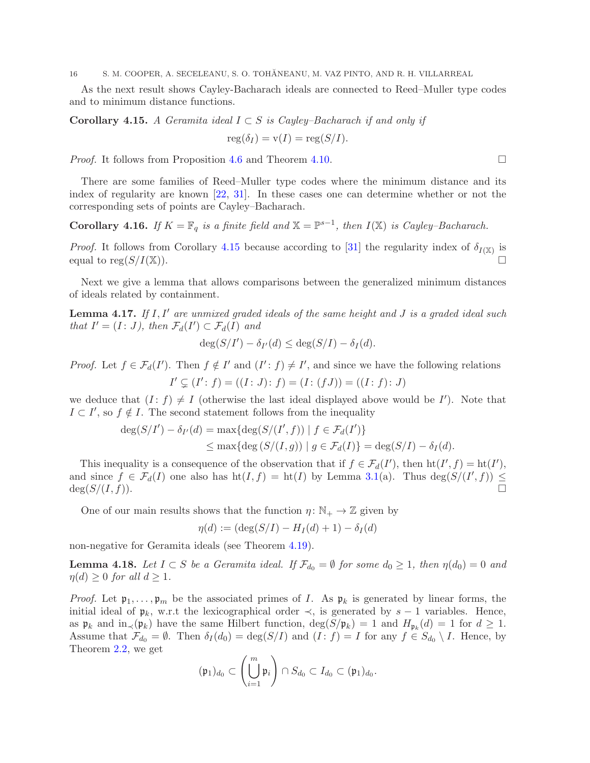As the next result shows Cayley-Bacharach ideals are connected to Reed–Muller type codes and to minimum distance functions.

**Corollary 4.15.** *A Geramita ideal $I \subset S$ is Cayley–Bacharach if and only if*

$$\operatorname{reg}(\delta_I) = \mathrm{v}(I) = \operatorname{reg}(S/I).$$

*Proof.* It follows from Proposition 4.6 and Theorem 4.10. $\square$

There are some families of Reed–Muller type codes where the minimum distance and its index of regularity are known [22, 31]. In these cases one can determine whether or not the corresponding sets of points are Cayley–Bacharach.

**Corollary 4.16.** *If $K = \mathbb{F}_q$ is a finite field and $\mathbb{X} = \mathbb{P}^{s-1}$, then $I(\mathbb{X})$ is Cayley–Bacharach.*

*Proof.* It follows from Corollary 4.15 because according to [31] the regularity index of $\delta_{I(\mathbb{X})}$ is equal to $\operatorname{reg}(S/I(\mathbb{X}))$. $\square$

Next we give a lemma that allows comparisons between the generalized minimum distances of ideals related by containment.

**Lemma 4.17.** *If $I, I'$ are unmixed graded ideals of the same height and $J$ is a graded ideal such that $I' = (I\colon J)$, then $\mathcal{F}_d(I') \subset \mathcal{F}_d(I)$ and*

$$\deg(S/I') - \delta_{I'}(d) \leq \deg(S/I) - \delta_I(d).$$

*Proof.* Let $f \in \mathcal{F}_d(I')$. Then $f \notin I'$ and $(I'\colon f) \neq I'$, and since we have the following relations

$$I' \subsetneq (I'\colon f) = ((I\colon J)\colon f) = (I\colon (fJ)) = ((I\colon f)\colon J)$$

we deduce that $(I\colon f) \neq I$ (otherwise the last ideal displayed above would be $I'$). Note that $I \subset I'$, so $f \notin I$. The second statement follows from the inequality

$$\begin{aligned}\deg(S/I') - \delta_{I'}(d) &= \max\{\deg(S/(I', f)) \mid f \in \mathcal{F}_d(I')\} \\ &\leq \max\{\deg(S/(I, g)) \mid g \in \mathcal{F}_d(I)\} = \deg(S/I) - \delta_I(d).\end{aligned}$$

This inequality is a consequence of the observation that if $f \in \mathcal{F}_d(I')$, then $\operatorname{ht}(I', f) = \operatorname{ht}(I')$, and since $f \in \mathcal{F}_d(I)$ one also has $\operatorname{ht}(I, f) = \operatorname{ht}(I)$ by Lemma 3.1(a). Thus $\deg(S/(I', f)) \leq \deg(S/(I, f))$. $\square$

One of our main results shows that the function $\eta\colon \mathbb{N}_+ \to \mathbb{Z}$ given by

$$\eta(d) := (\deg(S/I) - H_I(d) + 1) - \delta_I(d)$$

non-negative for Geramita ideals (see Theorem 4.19).

**Lemma 4.18.** *Let $I \subset S$ be a Geramita ideal. If $\mathcal{F}_{d_0} = \emptyset$ for some $d_0 \geq 1$, then $\eta(d_0) = 0$ and $\eta(d) \geq 0$ for all $d \geq 1$.*

*Proof.* Let $\mathfrak{p}_1, \ldots, \mathfrak{p}_m$ be the associated primes of $I$. As $\mathfrak{p}_k$ is generated by linear forms, the initial ideal of $\mathfrak{p}_k$, w.r.t the lexicographical order $\prec$, is generated by $s-1$ variables. Hence, as $\mathfrak{p}_k$ and $\operatorname{in}_\prec(\mathfrak{p}_k)$ have the same Hilbert function, $\deg(S/\mathfrak{p}_k) = 1$ and $H_{\mathfrak{p}_k}(d) = 1$ for $d \geq 1$. Assume that $\mathcal{F}_{d_0} = \emptyset$. Then $\delta_I(d_0) = \deg(S/I)$ and $(I\colon f) = I$ for any $f \in S_{d_0} \setminus I$. Hence, by Theorem 2.2, we get

$$(\mathfrak{p}_1)_{d_0} \subset \left(\bigcup_{i=1}^{m} \mathfrak{p}_i\right) \cap S_{d_0} \subset I_{d_0} \subset (\mathfrak{p}_1)_{d_0}.$$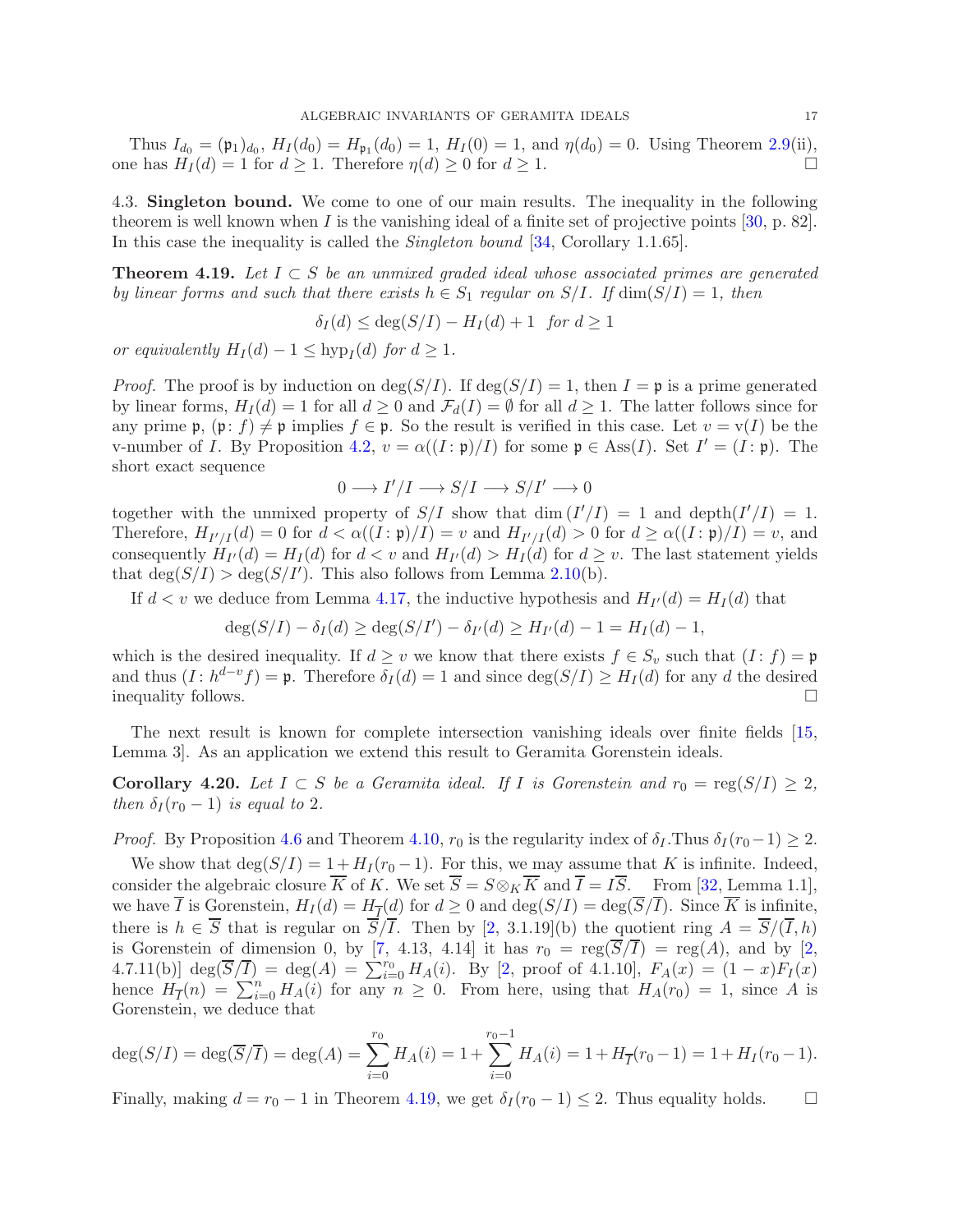Thus $I_{d_0} = (\mathfrak{p}_1)_{d_0}$, $H_I(d_0) = H_{\mathfrak{p}_1}(d_0) = 1$, $H_I(0) = 1$, and $\eta(d_0) = 0$. Using Theorem 2.9(ii), one has $H_I(d) = 1$ for $d \geq 1$. Therefore $\eta(d) \geq 0$ for $d \geq 1$. $\square$

### 4.3. Singleton bound.

We come to one of our main results. The inequality in the following theorem is well known when $I$ is the vanishing ideal of a finite set of projective points [30, p. 82]. In this case the inequality is called the *Singleton bound* [34, Corollary 1.1.65].

**Theorem 4.19.** *Let $I \subset S$ be an unmixed graded ideal whose associated primes are generated by linear forms and such that there exists $h \in S_1$ regular on $S/I$. If $\dim(S/I) = 1$, then*

$$\delta_I(d) \leq \deg(S/I) - H_I(d) + 1 \quad \text{for } d \geq 1$$

*or equivalently $H_I(d) - 1 \leq \operatorname{hyp}_I(d)$ for $d \geq 1$.*

*Proof.* The proof is by induction on $\deg(S/I)$. If $\deg(S/I) = 1$, then $I = \mathfrak{p}$ is a prime generated by linear forms, $H_I(d) = 1$ for all $d \geq 0$ and $\mathcal{F}_d(I) = \emptyset$ for all $d \geq 1$. The latter follows since for any prime $\mathfrak{p}$, $(\mathfrak{p}\colon f) \neq \mathfrak{p}$ implies $f \in \mathfrak{p}$. So the result is verified in this case. Let $v = \mathrm{v}(I)$ be the v-number of $I$. By Proposition 4.2, $v = \alpha((I\colon \mathfrak{p})/I)$ for some $\mathfrak{p} \in \operatorname{Ass}(I)$. Set $I' = (I\colon \mathfrak{p})$. The short exact sequence

$$0 \longrightarrow I'/I \longrightarrow S/I \longrightarrow S/I' \longrightarrow 0$$

together with the unmixed property of $S/I$ show that $\dim(I'/I) = 1$ and $\operatorname{depth}(I'/I) = 1$. Therefore, $H_{I'/I}(d) = 0$ for $d < \alpha((I\colon \mathfrak{p})/I) = v$ and $H_{I'/I}(d) > 0$ for $d \geq \alpha((I\colon \mathfrak{p})/I) = v$, and consequently $H_{I'}(d) = H_I(d)$ for $d < v$ and $H_{I'}(d) > H_I(d)$ for $d \geq v$. The last statement yields that $\deg(S/I) > \deg(S/I')$. This also follows from Lemma 2.10(b).

If $d < v$ we deduce from Lemma 4.17, the inductive hypothesis and $H_{I'}(d) = H_I(d)$ that

$$\deg(S/I) - \delta_I(d) \geq \deg(S/I') - \delta_{I'}(d) \geq H_{I'}(d) - 1 = H_I(d) - 1,$$

which is the desired inequality. If $d \geq v$ we know that there exists $f \in S_v$ such that $(I\colon f) = \mathfrak{p}$ and thus $(I\colon h^{d-v}f) = \mathfrak{p}$. Therefore $\delta_I(d) = 1$ and since $\deg(S/I) \geq H_I(d)$ for any $d$ the desired inequality follows. $\square$

The next result is known for complete intersection vanishing ideals over finite fields [15, Lemma 3]. As an application we extend this result to Geramita Gorenstein ideals.

**Corollary 4.20.** *Let $I \subset S$ be a Geramita ideal. If $I$ is Gorenstein and $r_0 = \operatorname{reg}(S/I) \geq 2$, then $\delta_I(r_0 - 1)$ is equal to 2.*

*Proof.* By Proposition 4.6 and Theorem 4.10, $r_0$ is the regularity index of $\delta_I$. Thus $\delta_I(r_0 - 1) \geq 2$.

We show that $\deg(S/I) = 1 + H_I(r_0 - 1)$. For this, we may assume that $K$ is infinite. Indeed, consider the algebraic closure $\overline{K}$ of $K$. We set $\overline{S} = S \otimes_K \overline{K}$ and $\overline{I} = I\overline{S}$. From [32, Lemma 1.1], we have $\overline{I}$ is Gorenstein, $H_I(d) = H_{\overline{I}}(d)$ for $d \geq 0$ and $\deg(S/I) = \deg(\overline{S}/\overline{I})$. Since $\overline{K}$ is infinite, there is $h \in \overline{S}$ that is regular on $\overline{S}/\overline{I}$. Then by [2, 3.1.19](b) the quotient ring $A = \overline{S}/(\overline{I}, h)$ is Gorenstein of dimension 0, by [7, 4.13, 4.14] it has $r_0 = \operatorname{reg}(\overline{S}/\overline{I}) = \operatorname{reg}(A)$, and by [2, 4.7.11(b)] $\deg(\overline{S}/\overline{I}) = \deg(A) = \sum_{i=0}^{r_0} H_A(i)$. By [2, proof of 4.1.10], $F_A(x) = (1-x)F_I(x)$ hence $H_{\overline{I}}(n) = \sum_{i=0}^{n} H_A(i)$ for any $n \geq 0$. From here, using that $H_A(r_0) = 1$, since $A$ is Gorenstein, we deduce that

$$\deg(S/I) = \deg(\overline{S}/\overline{I}) = \deg(A) = \sum_{i=0}^{r_0} H_A(i) = 1 + \sum_{i=0}^{r_0 - 1} H_A(i) = 1 + H_{\overline{I}}(r_0 - 1) = 1 + H_I(r_0 - 1).$$

Finally, making $d = r_0 - 1$ in Theorem 4.19, we get $\delta_I(r_0 - 1) \leq 2$. Thus equality holds. $\square$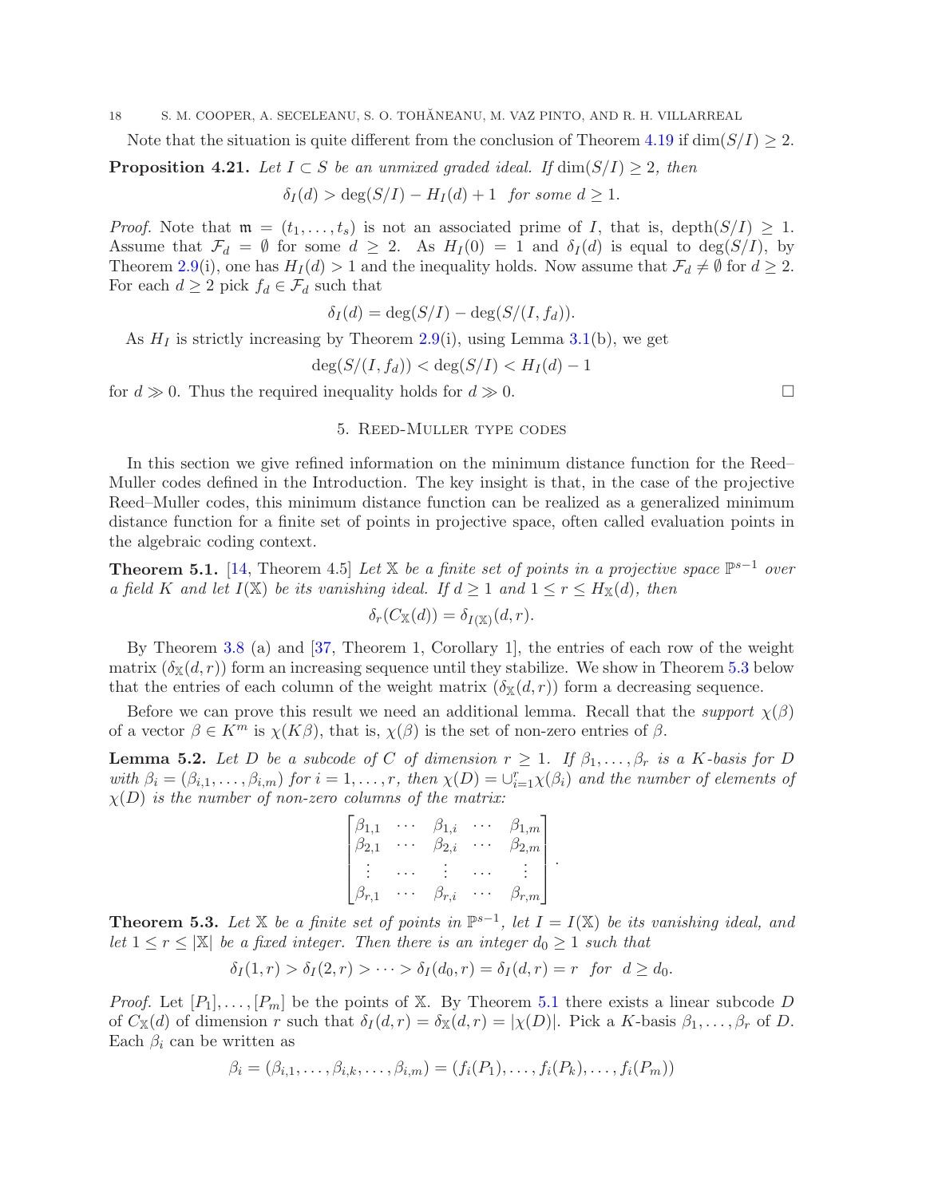Note that the situation is quite different from the conclusion of Theorem 4.19 if $\dim(S/I)\geq 2$.

**Proposition 4.21.** *Let $I\subset S$ be an unmixed graded ideal. If $\dim(S/I)\geq 2$, then*

$$\delta_I(d)>\deg(S/I)-H_I(d)+1 \quad \textit{for some } d\geq 1.$$

*Proof.* Note that $\mathfrak{m}=(t_1,\ldots,t_s)$ is not an associated prime of $I$, that is, $\operatorname{depth}(S/I)\geq 1$. Assume that $\mathcal{F}_d=\emptyset$ for some $d\geq 2$. As $H_I(0)=1$ and $\delta_I(d)$ is equal to $\deg(S/I)$, by Theorem 2.9(i), one has $H_I(d)>1$ and the inequality holds. Now assume that $\mathcal{F}_d\neq\emptyset$ for $d\geq 2$. For each $d\geq 2$ pick $f_d\in\mathcal{F}_d$ such that

$$\delta_I(d)=\deg(S/I)-\deg(S/(I,f_d)).$$

As $H_I$ is strictly increasing by Theorem 2.9(i), using Lemma 3.1(b), we get

$$\deg(S/(I,f_d))<\deg(S/I)<H_I(d)-1$$

for $d\gg 0$. Thus the required inequality holds for $d\gg 0$. $\square$

## 5. Reed-Muller type codes

In this section we give refined information on the minimum distance function for the Reed–Muller codes defined in the Introduction. The key insight is that, in the case of the projective Reed–Muller codes, this minimum distance function can be realized as a generalized minimum distance function for a finite set of points in projective space, often called evaluation points in the algebraic coding context.

**Theorem 5.1.** [14, Theorem 4.5] *Let $\mathbb{X}$ be a finite set of points in a projective space $\mathbb{P}^{s-1}$ over a field $K$ and let $I(\mathbb{X})$ be its vanishing ideal. If $d\geq 1$ and $1\leq r\leq H_{\mathbb{X}}(d)$, then*

$$\delta_r(C_{\mathbb{X}}(d))=\delta_{I(\mathbb{X})}(d,r).$$

By Theorem 3.8 (a) and [37, Theorem 1, Corollary 1], the entries of each row of the weight matrix $(\delta_{\mathbb{X}}(d,r))$ form an increasing sequence until they stabilize. We show in Theorem 5.3 below that the entries of each column of the weight matrix $(\delta_{\mathbb{X}}(d,r))$ form a decreasing sequence.

Before we can prove this result we need an additional lemma. Recall that the *support* $\chi(\beta)$ of a vector $\beta\in K^m$ is $\chi(K\beta)$, that is, $\chi(\beta)$ is the set of non-zero entries of $\beta$.

**Lemma 5.2.** *Let $D$ be a subcode of $C$ of dimension $r\geq 1$. If $\beta_1,\ldots,\beta_r$ is a $K$-basis for $D$ with $\beta_i=(\beta_{i,1},\ldots,\beta_{i,m})$ for $i=1,\ldots,r$, then $\chi(D)=\cup_{i=1}^r\chi(\beta_i)$ and the number of elements of $\chi(D)$ is the number of non-zero columns of the matrix:*

$$\begin{bmatrix}\beta_{1,1}&\cdots&\beta_{1,i}&\cdots&\beta_{1,m}\\ \beta_{2,1}&\cdots&\beta_{2,i}&\cdots&\beta_{2,m}\\ \vdots&\cdots&\vdots&\cdots&\vdots\\ \beta_{r,1}&\cdots&\beta_{r,i}&\cdots&\beta_{r,m}\end{bmatrix}.$$

**Theorem 5.3.** *Let $\mathbb{X}$ be a finite set of points in $\mathbb{P}^{s-1}$, let $I=I(\mathbb{X})$ be its vanishing ideal, and let $1\leq r\leq|\mathbb{X}|$ be a fixed integer. Then there is an integer $d_0\geq 1$ such that*

$$\delta_I(1,r)>\delta_I(2,r)>\cdots>\delta_I(d_0,r)=\delta_I(d,r)=r \quad \textit{for}\quad d\geq d_0.$$

*Proof.* Let $[P_1],\ldots,[P_m]$ be the points of $\mathbb{X}$. By Theorem 5.1 there exists a linear subcode $D$ of $C_{\mathbb{X}}(d)$ of dimension $r$ such that $\delta_I(d,r)=\delta_{\mathbb{X}}(d,r)=|\chi(D)|$. Pick a $K$-basis $\beta_1,\ldots,\beta_r$ of $D$. Each $\beta_i$ can be written as

$$\beta_i=(\beta_{i,1},\ldots,\beta_{i,k},\ldots,\beta_{i,m})=(f_i(P_1),\ldots,f_i(P_k),\ldots,f_i(P_m))$$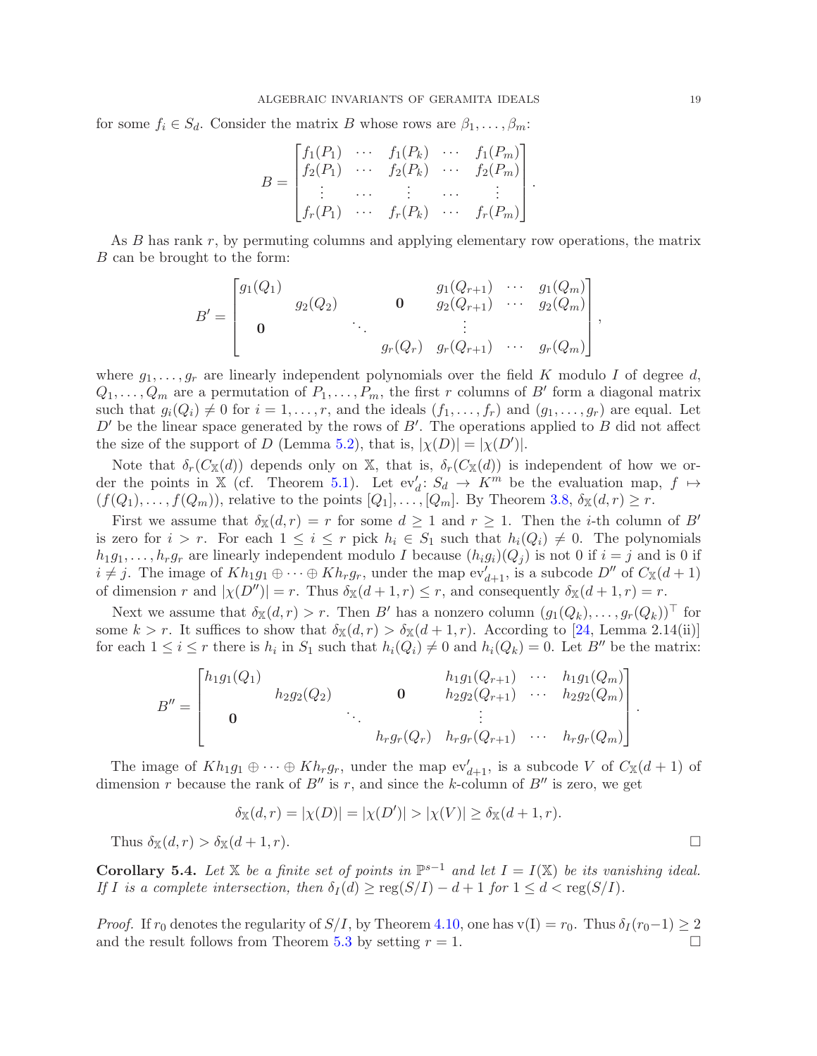for some $f_i \in S_d$. Consider the matrix $B$ whose rows are $\beta_1, \ldots, \beta_m$:

$$
B = \begin{bmatrix} f_1(P_1) & \cdots & f_1(P_k) & \cdots & f_1(P_m) \\ f_2(P_1) & \cdots & f_2(P_k) & \cdots & f_2(P_m) \\ \vdots & \cdots & \vdots & \cdots & \vdots \\ f_r(P_1) & \cdots & f_r(P_k) & \cdots & f_r(P_m) \end{bmatrix}.
$$

As $B$ has rank $r$, by permuting columns and applying elementary row operations, the matrix $B$ can be brought to the form:

$$
B' = \begin{bmatrix} g_1(Q_1) & & & & g_1(Q_{r+1}) & \cdots & g_1(Q_m) \\ & g_2(Q_2) & & \mathbf{0} & g_2(Q_{r+1}) & \cdots & g_2(Q_m) \\ \mathbf{0} & & \ddots & & \vdots & & \\ & & & g_r(Q_r) & g_r(Q_{r+1}) & \cdots & g_r(Q_m) \end{bmatrix},
$$

where $g_1, \ldots, g_r$ are linearly independent polynomials over the field $K$ modulo $I$ of degree $d$, $Q_1, \ldots, Q_m$ are a permutation of $P_1, \ldots, P_m$, the first $r$ columns of $B'$ form a diagonal matrix such that $g_i(Q_i) \neq 0$ for $i = 1, \ldots, r$, and the ideals $(f_1, \ldots, f_r)$ and $(g_1, \ldots, g_r)$ are equal. Let $D'$ be the linear space generated by the rows of $B'$. The operations applied to $B$ did not affect the size of the support of $D$ (Lemma 5.2), that is, $|\chi(D)| = |\chi(D')|$.

Note that $\delta_r(C_{\mathbb{X}}(d))$ depends only on $\mathbb{X}$, that is, $\delta_r(C_{\mathbb{X}}(d))$ is independent of how we order the points in $\mathbb{X}$ (cf. Theorem 5.1). Let $\mathrm{ev}'_d \colon S_d \to K^m$ be the evaluation map, $f \mapsto (f(Q_1), \ldots, f(Q_m))$, relative to the points $[Q_1], \ldots, [Q_m]$. By Theorem 3.8, $\delta_{\mathbb{X}}(d, r) \geq r$.

First we assume that $\delta_{\mathbb{X}}(d, r) = r$ for some $d \geq 1$ and $r \geq 1$. Then the $i$-th column of $B'$ is zero for $i > r$. For each $1 \leq i \leq r$ pick $h_i \in S_1$ such that $h_i(Q_i) \neq 0$. The polynomials $h_1 g_1, \ldots, h_r g_r$ are linearly independent modulo $I$ because $(h_i g_i)(Q_j)$ is not 0 if $i = j$ and is 0 if $i \neq j$. The image of $K h_1 g_1 \oplus \cdots \oplus K h_r g_r$, under the map $\mathrm{ev}'_{d+1}$, is a subcode $D''$ of $C_{\mathbb{X}}(d+1)$ of dimension $r$ and $|\chi(D'')| = r$. Thus $\delta_{\mathbb{X}}(d+1, r) \leq r$, and consequently $\delta_{\mathbb{X}}(d+1, r) = r$.

Next we assume that $\delta_{\mathbb{X}}(d, r) > r$. Then $B'$ has a nonzero column $(g_1(Q_k), \ldots, g_r(Q_k))^\top$ for some $k > r$. It suffices to show that $\delta_{\mathbb{X}}(d, r) > \delta_{\mathbb{X}}(d+1, r)$. According to [24, Lemma 2.14(ii)] for each $1 \leq i \leq r$ there is $h_i$ in $S_1$ such that $h_i(Q_i) \neq 0$ and $h_i(Q_k) = 0$. Let $B''$ be the matrix:

$$
B'' = \begin{bmatrix} h_1 g_1(Q_1) & & & & h_1 g_1(Q_{r+1}) & \cdots & h_1 g_1(Q_m) \\ & h_2 g_2(Q_2) & & \mathbf{0} & h_2 g_2(Q_{r+1}) & \cdots & h_2 g_2(Q_m) \\ \mathbf{0} & & \ddots & & \vdots & & \\ & & & h_r g_r(Q_r) & h_r g_r(Q_{r+1}) & \cdots & h_r g_r(Q_m) \end{bmatrix}.
$$

The image of $K h_1 g_1 \oplus \cdots \oplus K h_r g_r$, under the map $\mathrm{ev}'_{d+1}$, is a subcode $V$ of $C_{\mathbb{X}}(d+1)$ of dimension $r$ because the rank of $B''$ is $r$, and since the $k$-column of $B''$ is zero, we get

$$
\delta_{\mathbb{X}}(d, r) = |\chi(D)| = |\chi(D')| > |\chi(V)| \geq \delta_{\mathbb{X}}(d+1, r).
$$

Thus $\delta_{\mathbb{X}}(d, r) > \delta_{\mathbb{X}}(d+1, r)$. □

**Corollary 5.4.** *Let $\mathbb{X}$ be a finite set of points in $\mathbb{P}^{s-1}$ and let $I = I(\mathbb{X})$ be its vanishing ideal. If $I$ is a complete intersection, then $\delta_I(d) \geq \mathrm{reg}(S/I) - d + 1$ for $1 \leq d < \mathrm{reg}(S/I)$.*

*Proof.* If $r_0$ denotes the regularity of $S/I$, by Theorem 4.10, one has $\mathrm{v(I)} = r_0$. Thus $\delta_I(r_0 - 1) \geq 2$ and the result follows from Theorem 5.3 by setting $r = 1$. □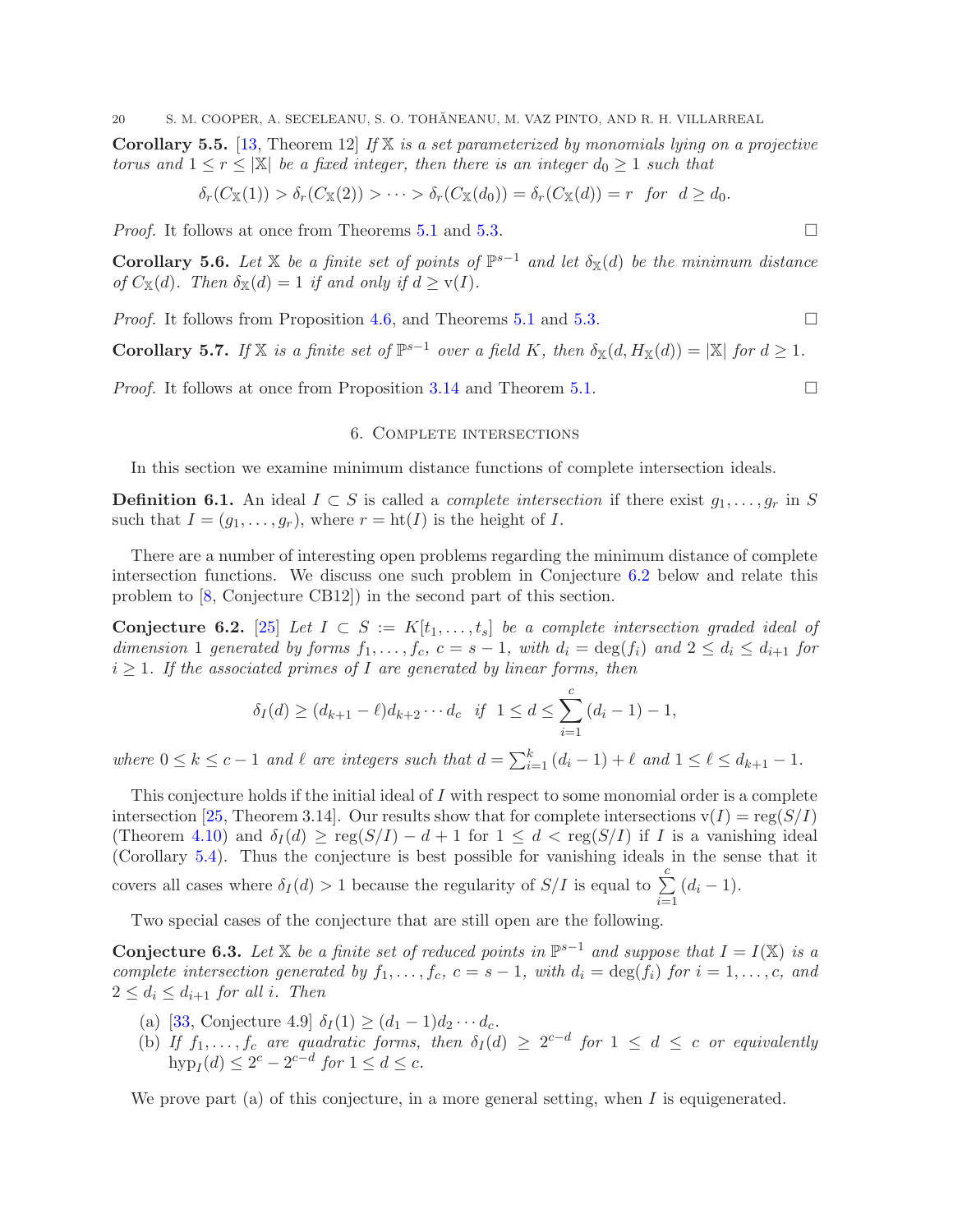**Corollary 5.5.** [13, Theorem 12] *If $\mathbb{X}$ is a set parameterized by monomials lying on a projective torus and $1 \leq r \leq |\mathbb{X}|$ be a fixed integer, then there is an integer $d_0 \geq 1$ such that*

$$\delta_r(C_{\mathbb{X}}(1)) > \delta_r(C_{\mathbb{X}}(2)) > \cdots > \delta_r(C_{\mathbb{X}}(d_0)) = \delta_r(C_{\mathbb{X}}(d)) = r \quad \text{for} \quad d \geq d_0.$$

*Proof.* It follows at once from Theorems 5.1 and 5.3. □

**Corollary 5.6.** *Let $\mathbb{X}$ be a finite set of points of $\mathbb{P}^{s-1}$ and let $\delta_{\mathbb{X}}(d)$ be the minimum distance of $C_{\mathbb{X}}(d)$. Then $\delta_{\mathbb{X}}(d) = 1$ if and only if $d \geq \mathrm{v}(I)$.*

*Proof.* It follows from Proposition 4.6, and Theorems 5.1 and 5.3. □

**Corollary 5.7.** *If $\mathbb{X}$ is a finite set of $\mathbb{P}^{s-1}$ over a field $K$, then $\delta_{\mathbb{X}}(d, H_{\mathbb{X}}(d)) = |\mathbb{X}|$ for $d \geq 1$.*

*Proof.* It follows at once from Proposition 3.14 and Theorem 5.1. □

## 6. Complete intersections

In this section we examine minimum distance functions of complete intersection ideals.

**Definition 6.1.** An ideal $I \subset S$ is called a *complete intersection* if there exist $g_1, \ldots, g_r$ in $S$ such that $I = (g_1, \ldots, g_r)$, where $r = \mathrm{ht}(I)$ is the height of $I$.

There are a number of interesting open problems regarding the minimum distance of complete intersection functions. We discuss one such problem in Conjecture 6.2 below and relate this problem to [8, Conjecture CB12]) in the second part of this section.

**Conjecture 6.2.** [25] *Let $I \subset S := K[t_1, \ldots, t_s]$ be a complete intersection graded ideal of dimension 1 generated by forms $f_1, \ldots, f_c$, $c = s-1$, with $d_i = \deg(f_i)$ and $2 \leq d_i \leq d_{i+1}$ for $i \geq 1$. If the associated primes of $I$ are generated by linear forms, then*

$$\delta_I(d) \geq (d_{k+1} - \ell) d_{k+2} \cdots d_c \quad \text{if} \quad 1 \leq d \leq \sum_{i=1}^{c} (d_i - 1) - 1,$$

*where $0 \leq k \leq c-1$ and $\ell$ are integers such that $d = \sum_{i=1}^{k} (d_i - 1) + \ell$ and $1 \leq \ell \leq d_{k+1} - 1$.*

This conjecture holds if the initial ideal of $I$ with respect to some monomial order is a complete intersection [25, Theorem 3.14]. Our results show that for complete intersections $\mathrm{v}(I) = \mathrm{reg}(S/I)$ (Theorem 4.10) and $\delta_I(d) \geq \mathrm{reg}(S/I) - d + 1$ for $1 \leq d < \mathrm{reg}(S/I)$ if $I$ is a vanishing ideal (Corollary 5.4). Thus the conjecture is best possible for vanishing ideals in the sense that it covers all cases where $\delta_I(d) > 1$ because the regularity of $S/I$ is equal to $\sum_{i=1}^{c} (d_i - 1)$.

Two special cases of the conjecture that are still open are the following.

**Conjecture 6.3.** *Let $\mathbb{X}$ be a finite set of reduced points in $\mathbb{P}^{s-1}$ and suppose that $I = I(\mathbb{X})$ is a complete intersection generated by $f_1, \ldots, f_c$, $c = s-1$, with $d_i = \deg(f_i)$ for $i = 1, \ldots, c$, and $2 \leq d_i \leq d_{i+1}$ for all $i$. Then*

(a) [33, Conjecture 4.9] $\delta_I(1) \geq (d_1 - 1) d_2 \cdots d_c$.
(b) *If $f_1, \ldots, f_c$ are quadratic forms, then $\delta_I(d) \geq 2^{c-d}$ for $1 \leq d \leq c$ or equivalently $\mathrm{hyp}_I(d) \leq 2^c - 2^{c-d}$ for $1 \leq d \leq c$.*

We prove part (a) of this conjecture, in a more general setting, when $I$ is equigenerated.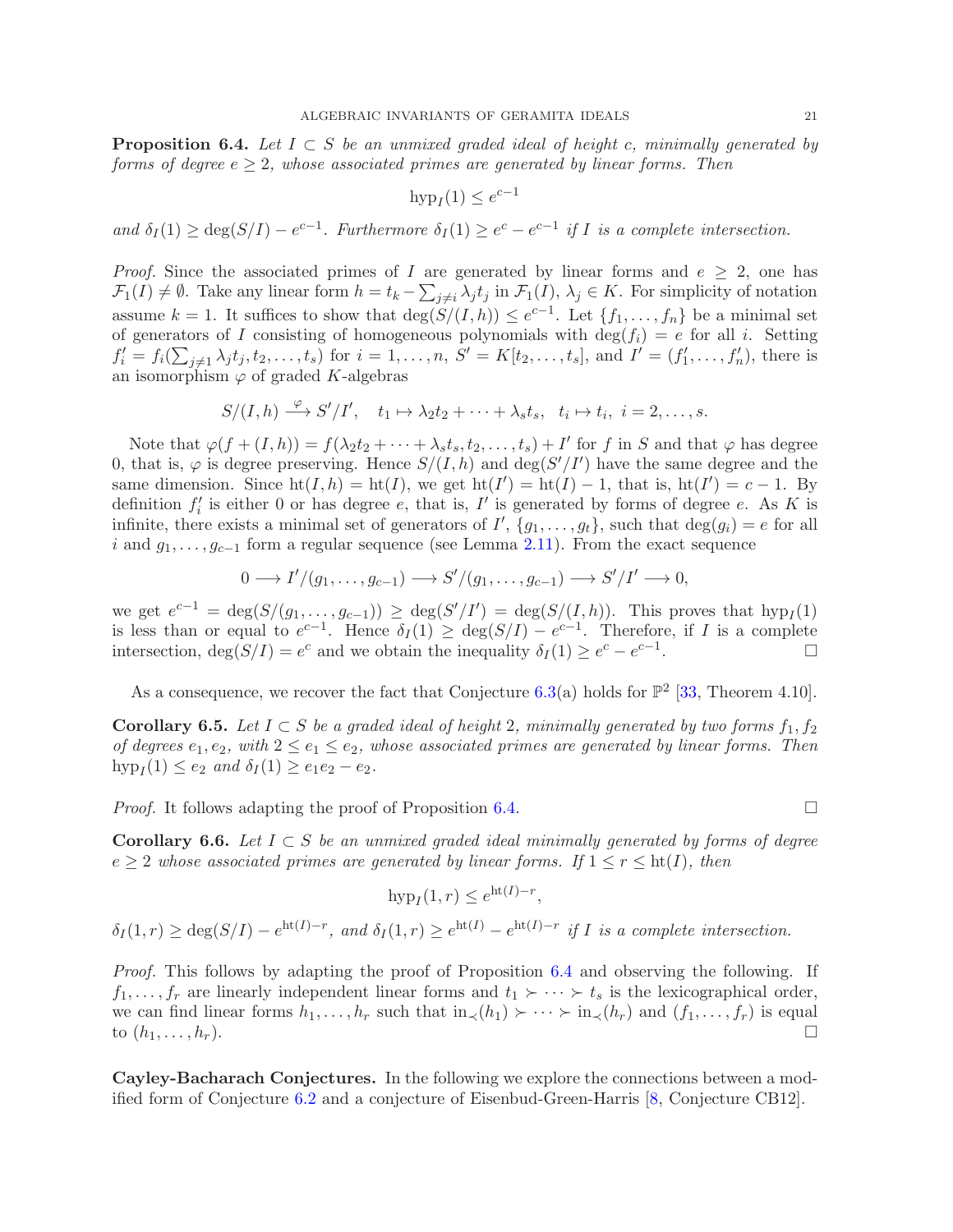**Proposition 6.4.** *Let $I \subset S$ be an unmixed graded ideal of height $c$, minimally generated by forms of degree $e \geq 2$, whose associated primes are generated by linear forms. Then*

$$\mathrm{hyp}_I(1) \leq e^{c-1}$$

*and $\delta_I(1) \geq \deg(S/I) - e^{c-1}$. Furthermore $\delta_I(1) \geq e^c - e^{c-1}$ if $I$ is a complete intersection.*

*Proof.* Since the associated primes of $I$ are generated by linear forms and $e \geq 2$, one has $\mathcal{F}_1(I) \neq \emptyset$. Take any linear form $h = t_k - \sum_{j \neq i} \lambda_j t_j$ in $\mathcal{F}_1(I)$, $\lambda_j \in K$. For simplicity of notation assume $k = 1$. It suffices to show that $\deg(S/(I,h)) \leq e^{c-1}$. Let $\{f_1, \ldots, f_n\}$ be a minimal set of generators of $I$ consisting of homogeneous polynomials with $\deg(f_i) = e$ for all $i$. Setting $f_i' = f_i(\sum_{j \neq 1} \lambda_j t_j, t_2, \ldots, t_s)$ for $i = 1, \ldots, n$, $S' = K[t_2, \ldots, t_s]$, and $I' = (f_1', \ldots, f_n')$, there is an isomorphism $\varphi$ of graded $K$-algebras

$$S/(I,h) \xrightarrow{\varphi} S'/I', \quad t_1 \mapsto \lambda_2 t_2 + \cdots + \lambda_s t_s, \ \ t_i \mapsto t_i, \ i = 2, \ldots, s.$$

Note that $\varphi(f + (I,h)) = f(\lambda_2 t_2 + \cdots + \lambda_s t_s, t_2, \ldots, t_s) + I'$ for $f$ in $S$ and that $\varphi$ has degree 0, that is, $\varphi$ is degree preserving. Hence $S/(I,h)$ and $\deg(S'/I')$ have the same degree and the same dimension. Since $\mathrm{ht}(I,h) = \mathrm{ht}(I)$, we get $\mathrm{ht}(I') = \mathrm{ht}(I) - 1$, that is, $\mathrm{ht}(I') = c - 1$. By definition $f_i'$ is either 0 or has degree $e$, that is, $I'$ is generated by forms of degree $e$. As $K$ is infinite, there exists a minimal set of generators of $I'$, $\{g_1, \ldots, g_t\}$, such that $\deg(g_i) = e$ for all $i$ and $g_1, \ldots, g_{c-1}$ form a regular sequence (see Lemma 2.11). From the exact sequence

$$0 \longrightarrow I'/(g_1, \ldots, g_{c-1}) \longrightarrow S'/(g_1, \ldots, g_{c-1}) \longrightarrow S'/I' \longrightarrow 0,$$

we get $e^{c-1} = \deg(S/(g_1, \ldots, g_{c-1})) \geq \deg(S'/I') = \deg(S/(I,h))$. This proves that $\mathrm{hyp}_I(1)$ is less than or equal to $e^{c-1}$. Hence $\delta_I(1) \geq \deg(S/I) - e^{c-1}$. Therefore, if $I$ is a complete intersection, $\deg(S/I) = e^c$ and we obtain the inequality $\delta_I(1) \geq e^c - e^{c-1}$. $\square$

As a consequence, we recover the fact that Conjecture 6.3(a) holds for $\mathbb{P}^2$ [33, Theorem 4.10].

**Corollary 6.5.** *Let $I \subset S$ be a graded ideal of height 2, minimally generated by two forms $f_1, f_2$ of degrees $e_1, e_2$, with $2 \leq e_1 \leq e_2$, whose associated primes are generated by linear forms. Then $\mathrm{hyp}_I(1) \leq e_2$ and $\delta_I(1) \geq e_1 e_2 - e_2$.*

*Proof.* It follows adapting the proof of Proposition 6.4. $\square$

**Corollary 6.6.** *Let $I \subset S$ be an unmixed graded ideal minimally generated by forms of degree $e \geq 2$ whose associated primes are generated by linear forms. If $1 \leq r \leq \mathrm{ht}(I)$, then*

$$\mathrm{hyp}_I(1, r) \leq e^{\mathrm{ht}(I) - r},$$

*$\delta_I(1, r) \geq \deg(S/I) - e^{\mathrm{ht}(I) - r}$, and $\delta_I(1, r) \geq e^{\mathrm{ht}(I)} - e^{\mathrm{ht}(I) - r}$ if $I$ is a complete intersection.*

*Proof.* This follows by adapting the proof of Proposition 6.4 and observing the following. If $f_1, \ldots, f_r$ are linearly independent linear forms and $t_1 \succ \cdots \succ t_s$ is the lexicographical order, we can find linear forms $h_1, \ldots, h_r$ such that $\mathrm{in}_\prec(h_1) \succ \cdots \succ \mathrm{in}_\prec(h_r)$ and $(f_1, \ldots, f_r)$ is equal to $(h_1, \ldots, h_r)$. $\square$

**Cayley-Bacharach Conjectures.** In the following we explore the connections between a modified form of Conjecture 6.2 and a conjecture of Eisenbud-Green-Harris [8, Conjecture CB12].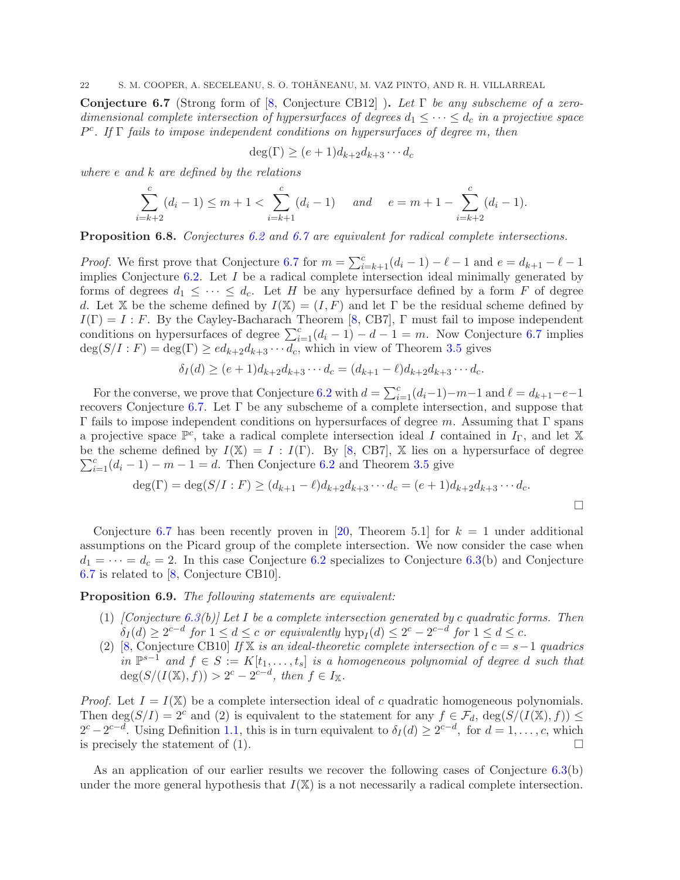**Conjecture 6.7** (Strong form of [8, Conjecture CB12] )**.** *Let $\Gamma$ be any subscheme of a zero-dimensional complete intersection of hypersurfaces of degrees $d_1 \leq \cdots \leq d_c$ in a projective space $P^c$. If $\Gamma$ fails to impose independent conditions on hypersurfaces of degree $m$, then*

$$\deg(\Gamma) \geq (e+1)d_{k+2}d_{k+3}\cdots d_c$$

*where $e$ and $k$ are defined by the relations*

$$\sum_{i=k+2}^{c}(d_i - 1) \leq m+1 < \sum_{i=k+1}^{c}(d_i-1) \quad \text{ and } \quad e = m+1-\sum_{i=k+2}^{c}(d_i-1).$$

**Proposition 6.8.** *Conjectures 6.2 and 6.7 are equivalent for radical complete intersections.*

*Proof.* We first prove that Conjecture 6.7 for $m = \sum_{i=k+1}^{c}(d_i-1) - \ell - 1$ and $e = d_{k+1} - \ell - 1$ implies Conjecture 6.2. Let $I$ be a radical complete intersection ideal minimally generated by forms of degrees $d_1 \leq \cdots \leq d_c$. Let $H$ be any hypersurface defined by a form $F$ of degree $d$. Let $\mathbb{X}$ be the scheme defined by $I(\mathbb{X}) = (I, F)$ and let $\Gamma$ be the residual scheme defined by $I(\Gamma) = I : F$. By the Cayley-Bacharach Theorem [8, CB7], $\Gamma$ must fail to impose independent conditions on hypersurfaces of degree $\sum_{i=1}^{c}(d_i-1) - d - 1 = m$. Now Conjecture 6.7 implies $\deg(S/I : F) = \deg(\Gamma) \geq e d_{k+2}d_{k+3}\cdots d_c$, which in view of Theorem 3.5 gives

$$\delta_I(d) \geq (e+1)d_{k+2}d_{k+3}\cdots d_c = (d_{k+1}-\ell)d_{k+2}d_{k+3}\cdots d_c.$$

For the converse, we prove that Conjecture 6.2 with $d = \sum_{i=1}^{c}(d_i-1) - m - 1$ and $\ell = d_{k+1} - e - 1$ recovers Conjecture 6.7. Let $\Gamma$ be any subscheme of a complete intersection, and suppose that $\Gamma$ fails to impose independent conditions on hypersurfaces of degree $m$. Assuming that $\Gamma$ spans a projective space $\mathbb{P}^c$, take a radical complete intersection ideal $I$ contained in $I_\Gamma$, and let $\mathbb{X}$ be the scheme defined by $I(\mathbb{X}) = I : I(\Gamma)$. By [8, CB7], $\mathbb{X}$ lies on a hypersurface of degree $\sum_{i=1}^{c}(d_i-1) - m - 1 = d$. Then Conjecture 6.2 and Theorem 3.5 give

$$\deg(\Gamma) = \deg(S/I : F) \geq (d_{k+1}-\ell)d_{k+2}d_{k+3}\cdots d_c = (e+1)d_{k+2}d_{k+3}\cdots d_c.$$

$\square$

Conjecture 6.7 has been recently proven in [20, Theorem 5.1] for $k = 1$ under additional assumptions on the Picard group of the complete intersection. We now consider the case when $d_1 = \cdots = d_c = 2$. In this case Conjecture 6.2 specializes to Conjecture 6.3(b) and Conjecture 6.7 is related to [8, Conjecture CB10].

**Proposition 6.9.** *The following statements are equivalent:*

1. *[Conjecture 6.3(b)] Let $I$ be a complete intersection generated by $c$ quadratic forms. Then $\delta_I(d) \geq 2^{c-d}$ for $1 \leq d \leq c$ or equivalently $\text{hyp}_I(d) \leq 2^c - 2^{c-d}$ for $1 \leq d \leq c$.*
2. [8, Conjecture CB10] *If $\mathbb{X}$ is an ideal-theoretic complete intersection of $c = s-1$ quadrics in $\mathbb{P}^{s-1}$ and $f \in S := K[t_1, \ldots, t_s]$ is a homogeneous polynomial of degree $d$ such that $\deg(S/(I(\mathbb{X}), f)) > 2^c - 2^{c-d}$, then $f \in I_\mathbb{X}$.*

*Proof.* Let $I = I(\mathbb{X})$ be a complete intersection ideal of $c$ quadratic homogeneous polynomials. Then $\deg(S/I) = 2^c$ and (2) is equivalent to the statement for any $f \in \mathcal{F}_d$, $\deg(S/(I(\mathbb{X}), f)) \leq 2^c - 2^{c-d}$. Using Definition 1.1, this is in turn equivalent to $\delta_I(d) \geq 2^{c-d}$, for $d = 1, \ldots, c$, which is precisely the statement of (1). $\square$

As an application of our earlier results we recover the following cases of Conjecture 6.3(b) under the more general hypothesis that $I(\mathbb{X})$ is a not necessarily a radical complete intersection.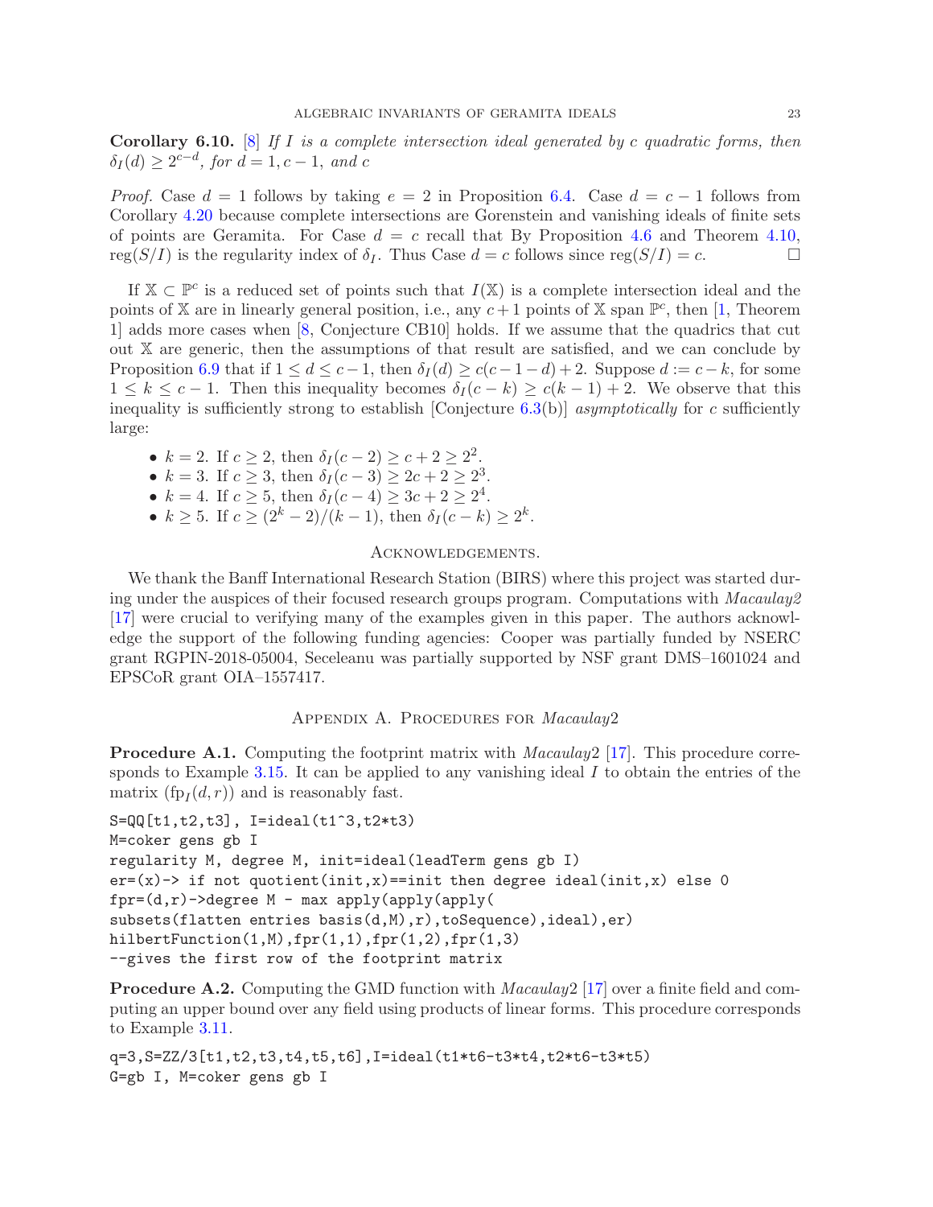**Corollary 6.10.** [8] *If $I$ is a complete intersection ideal generated by $c$ quadratic forms, then $\delta_I(d) \geq 2^{c-d}$, for $d = 1, c-1$, and $c$*

*Proof.* Case $d = 1$ follows by taking $e = 2$ in Proposition 6.4. Case $d = c-1$ follows from Corollary 4.20 because complete intersections are Gorenstein and vanishing ideals of finite sets of points are Geramita. For Case $d = c$ recall that By Proposition 4.6 and Theorem 4.10, $\text{reg}(S/I)$ is the regularity index of $\delta_I$. Thus Case $d = c$ follows since $\text{reg}(S/I) = c$. $\square$

If $\mathbb{X} \subset \mathbb{P}^c$ is a reduced set of points such that $I(\mathbb{X})$ is a complete intersection ideal and the points of $\mathbb{X}$ are in linearly general position, i.e., any $c+1$ points of $\mathbb{X}$ span $\mathbb{P}^c$, then [1, Theorem 1] adds more cases when [8, Conjecture CB10] holds. If we assume that the quadrics that cut out $\mathbb{X}$ are generic, then the assumptions of that result are satisfied, and we can conclude by Proposition 6.9 that if $1 \leq d \leq c-1$, then $\delta_I(d) \geq c(c-1-d)+2$. Suppose $d := c-k$, for some $1 \leq k \leq c-1$. Then this inequality becomes $\delta_I(c-k) \geq c(k-1)+2$. We observe that this inequality is sufficiently strong to establish [Conjecture 6.3(b)] *asymptotically* for $c$ sufficiently large:

- $k = 2$. If $c \geq 2$, then $\delta_I(c-2) \geq c+2 \geq 2^2$.
- $k = 3$. If $c \geq 3$, then $\delta_I(c-3) \geq 2c+2 \geq 2^3$.
- $k = 4$. If $c \geq 5$, then $\delta_I(c-4) \geq 3c+2 \geq 2^4$.
- $k \geq 5$. If $c \geq (2^k-2)/(k-1)$, then $\delta_I(c-k) \geq 2^k$.

## Acknowledgements.

We thank the Banff International Research Station (BIRS) where this project was started during under the auspices of their focused research groups program. Computations with *Macaulay2* [17] were crucial to verifying many of the examples given in this paper. The authors acknowledge the support of the following funding agencies: Cooper was partially funded by NSERC grant RGPIN-2018-05004, Seceleanu was partially supported by NSF grant DMS–1601024 and EPSCoR grant OIA–1557417.

## Appendix A. Procedures for *Macaulay2*

**Procedure A.1.** Computing the footprint matrix with *Macaulay2* [17]. This procedure corresponds to Example 3.15. It can be applied to any vanishing ideal $I$ to obtain the entries of the matrix $(\text{fp}_I(d,r))$ and is reasonably fast.

```
S=QQ[t1,t2,t3], I=ideal(t1^3,t2*t3)
M=coker gens gb I
regularity M, degree M, init=ideal(leadTerm gens gb I)
er=(x)-> if not quotient(init,x)==init then degree ideal(init,x) else 0
fpr=(d,r)->degree M - max apply(apply(apply(
subsets(flatten entries basis(d,M),r),toSequence),ideal),er)
hilbertFunction(1,M),fpr(1,1),fpr(1,2),fpr(1,3)
--gives the first row of the footprint matrix
```

**Procedure A.2.** Computing the GMD function with *Macaulay2* [17] over a finite field and computing an upper bound over any field using products of linear forms. This procedure corresponds to Example 3.11.

```
q=3,S=ZZ/3[t1,t2,t3,t4,t5,t6],I=ideal(t1*t6-t3*t4,t2*t6-t3*t5)
G=gb I, M=coker gens gb I
```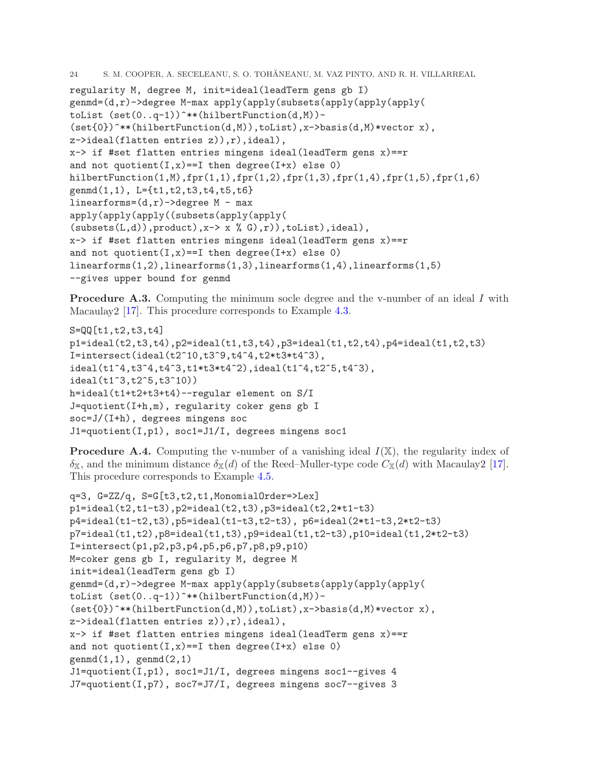```
regularity M, degree M, init=ideal(leadTerm gens gb I)
genmd=(d,r)->degree M-max apply(apply(subsets(apply(apply(apply(
toList (set(0..q-1))^**(hilbertFunction(d,M))-
(set{0})^**(hilbertFunction(d,M)),toList),x->basis(d,M)*vector x),
z->ideal(flatten entries z)),r),ideal),
x-> if #set flatten entries mingens ideal(leadTerm gens x)==r
and not quotient(I,x)==I then degree(I+x) else 0)
hilbertFunction(1,M),fpr(1,1),fpr(1,2),fpr(1,3),fpr(1,4),fpr(1,5),fpr(1,6)
genmd(1,1), L={t1,t2,t3,t4,t5,t6}
linearforms=(d,r)->degree M - max
apply(apply(apply((subsets(apply(apply(
(subsets(L,d)),product),x-> x % G),r)),toList),ideal),
x-> if #set flatten entries mingens ideal(leadTerm gens x)==r
and not quotient(I,x)==I then degree(I+x) else 0)
linearforms(1,2),linearforms(1,3),linearforms(1,4),linearforms(1,5)
--gives upper bound for genmd
```

**Procedure A.3.** Computing the minimum socle degree and the v-number of an ideal $I$ with Macaulay2 [17]. This procedure corresponds to Example 4.3.

```
S=QQ[t1,t2,t3,t4]
p1=ideal(t2,t3,t4),p2=ideal(t1,t3,t4),p3=ideal(t1,t2,t4),p4=ideal(t1,t2,t3)
I=intersect(ideal(t2^10,t3^9,t4^4,t2*t3*t4^3),
ideal(t1^4,t3^4,t4^3,t1*t3*t4^2),ideal(t1^4,t2^5,t4^3),
ideal(t1^3,t2^5,t3^10))
h=ideal(t1+t2+t3+t4)--regular element on S/I
J=quotient(I+h,m), regularity coker gens gb I
soc=J/(I+h), degrees mingens soc
J1=quotient(I,p1), soc1=J1/I, degrees mingens soc1
```

**Procedure A.4.** Computing the v-number of a vanishing ideal $I(\mathbb{X})$, the regularity index of $\delta_{\mathbb{X}}$, and the minimum distance $\delta_{\mathbb{X}}(d)$ of the Reed–Muller-type code $C_{\mathbb{X}}(d)$ with Macaulay2 [17]. This procedure corresponds to Example 4.5.

```
q=3, G=ZZ/q, S=G[t3,t2,t1,MonomialOrder=>Lex]
p1=ideal(t2,t1-t3),p2=ideal(t2,t3),p3=ideal(t2,2*t1-t3)
p4=ideal(t1-t2,t3),p5=ideal(t1-t3,t2-t3), p6=ideal(2*t1-t3,2*t2-t3)
p7=ideal(t1,t2),p8=ideal(t1,t3),p9=ideal(t1,t2-t3),p10=ideal(t1,2*t2-t3)
I=intersect(p1,p2,p3,p4,p5,p6,p7,p8,p9,p10)
M=coker gens gb I, regularity M, degree M
init=ideal(leadTerm gens gb I)
genmd=(d,r)->degree M-max apply(apply(subsets(apply(apply(apply(
toList (set(0..q-1))^**(hilbertFunction(d,M))-
(set{0})^**(hilbertFunction(d,M)),toList),x->basis(d,M)*vector x),
z->ideal(flatten entries z)),r),ideal),
x-> if #set flatten entries mingens ideal(leadTerm gens x)==r
and not quotient(I,x)==I then degree(I+x) else 0)
genmd(1,1), genmd(2,1)
J1=quotient(I,p1), soc1=J1/I, degrees mingens soc1--gives 4
J7=quotient(I,p7), soc7=J7/I, degrees mingens soc7--gives 3
```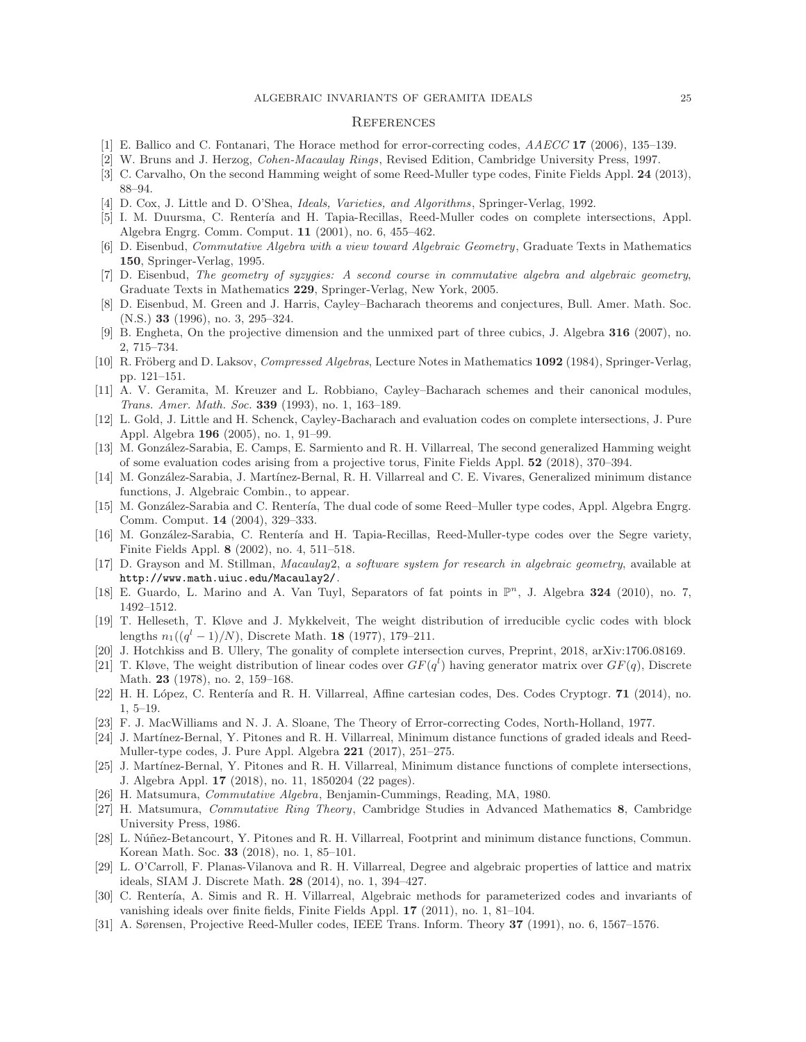## References

[1] E. Ballico and C. Fontanari, The Horace method for error-correcting codes, *AAECC* **17** (2006), 135–139.

[2] W. Bruns and J. Herzog, *Cohen-Macaulay Rings*, Revised Edition, Cambridge University Press, 1997.

[3] C. Carvalho, On the second Hamming weight of some Reed-Muller type codes, Finite Fields Appl. **24** (2013), 88–94.

[4] D. Cox, J. Little and D. O'Shea, *Ideals, Varieties, and Algorithms*, Springer-Verlag, 1992.

[5] I. M. Duursma, C. Rentería and H. Tapia-Recillas, Reed-Muller codes on complete intersections, Appl. Algebra Engrg. Comm. Comput. **11** (2001), no. 6, 455–462.

[6] D. Eisenbud, *Commutative Algebra with a view toward Algebraic Geometry*, Graduate Texts in Mathematics **150**, Springer-Verlag, 1995.

[7] D. Eisenbud, *The geometry of syzygies: A second course in commutative algebra and algebraic geometry*, Graduate Texts in Mathematics **229**, Springer-Verlag, New York, 2005.

[8] D. Eisenbud, M. Green and J. Harris, Cayley–Bacharach theorems and conjectures, Bull. Amer. Math. Soc. (N.S.) **33** (1996), no. 3, 295–324.

[9] B. Engheta, On the projective dimension and the unmixed part of three cubics, J. Algebra **316** (2007), no. 2, 715–734.

[10] R. Fröberg and D. Laksov, *Compressed Algebras*, Lecture Notes in Mathematics **1092** (1984), Springer-Verlag, pp. 121–151.

[11] A. V. Geramita, M. Kreuzer and L. Robbiano, Cayley–Bacharach schemes and their canonical modules, *Trans. Amer. Math. Soc.* **339** (1993), no. 1, 163–189.

[12] L. Gold, J. Little and H. Schenck, Cayley-Bacharach and evaluation codes on complete intersections, J. Pure Appl. Algebra **196** (2005), no. 1, 91–99.

[13] M. González-Sarabia, E. Camps, E. Sarmiento and R. H. Villarreal, The second generalized Hamming weight of some evaluation codes arising from a projective torus, Finite Fields Appl. **52** (2018), 370–394.

[14] M. González-Sarabia, J. Martínez-Bernal, R. H. Villarreal and C. E. Vivares, Generalized minimum distance functions, J. Algebraic Combin., to appear.

[15] M. González-Sarabia and C. Rentería, The dual code of some Reed–Muller type codes, Appl. Algebra Engrg. Comm. Comput. **14** (2004), 329–333.

[16] M. González-Sarabia, C. Rentería and H. Tapia-Recillas, Reed-Muller-type codes over the Segre variety, Finite Fields Appl. **8** (2002), no. 4, 511–518.

[17] D. Grayson and M. Stillman, *Macaulay*2*, a software system for research in algebraic geometry*, available at http://www.math.uiuc.edu/Macaulay2/.

[18] E. Guardo, L. Marino and A. Van Tuyl, Separators of fat points in $\mathbb{P}^n$, J. Algebra **324** (2010), no. 7, 1492–1512.

[19] T. Helleseth, T. Kløve and J. Mykkelveit, The weight distribution of irreducible cyclic codes with block lengths $n_1((q^l-1)/N)$, Discrete Math. **18** (1977), 179–211.

[20] J. Hotchkiss and B. Ullery, The gonality of complete intersection curves, Preprint, 2018, arXiv:1706.08169.

[21] T. Kløve, The weight distribution of linear codes over $GF(q^l)$ having generator matrix over $GF(q)$, Discrete Math. **23** (1978), no. 2, 159–168.

[22] H. H. López, C. Rentería and R. H. Villarreal, Affine cartesian codes, Des. Codes Cryptogr. **71** (2014), no. 1, 5–19.

[23] F. J. MacWilliams and N. J. A. Sloane, The Theory of Error-correcting Codes, North-Holland, 1977.

[24] J. Martínez-Bernal, Y. Pitones and R. H. Villarreal, Minimum distance functions of graded ideals and Reed-Muller-type codes, J. Pure Appl. Algebra **221** (2017), 251–275.

[25] J. Martínez-Bernal, Y. Pitones and R. H. Villarreal, Minimum distance functions of complete intersections, J. Algebra Appl. **17** (2018), no. 11, 1850204 (22 pages).

[26] H. Matsumura, *Commutative Algebra*, Benjamin-Cummings, Reading, MA, 1980.

[27] H. Matsumura, *Commutative Ring Theory*, Cambridge Studies in Advanced Mathematics **8**, Cambridge University Press, 1986.

[28] L. Núñez-Betancourt, Y. Pitones and R. H. Villarreal, Footprint and minimum distance functions, Commun. Korean Math. Soc. **33** (2018), no. 1, 85–101.

[29] L. O'Carroll, F. Planas-Vilanova and R. H. Villarreal, Degree and algebraic properties of lattice and matrix ideals, SIAM J. Discrete Math. **28** (2014), no. 1, 394–427.

[30] C. Rentería, A. Simis and R. H. Villarreal, Algebraic methods for parameterized codes and invariants of vanishing ideals over finite fields, Finite Fields Appl. **17** (2011), no. 1, 81–104.

[31] A. Sørensen, Projective Reed-Muller codes, IEEE Trans. Inform. Theory **37** (1991), no. 6, 1567–1576.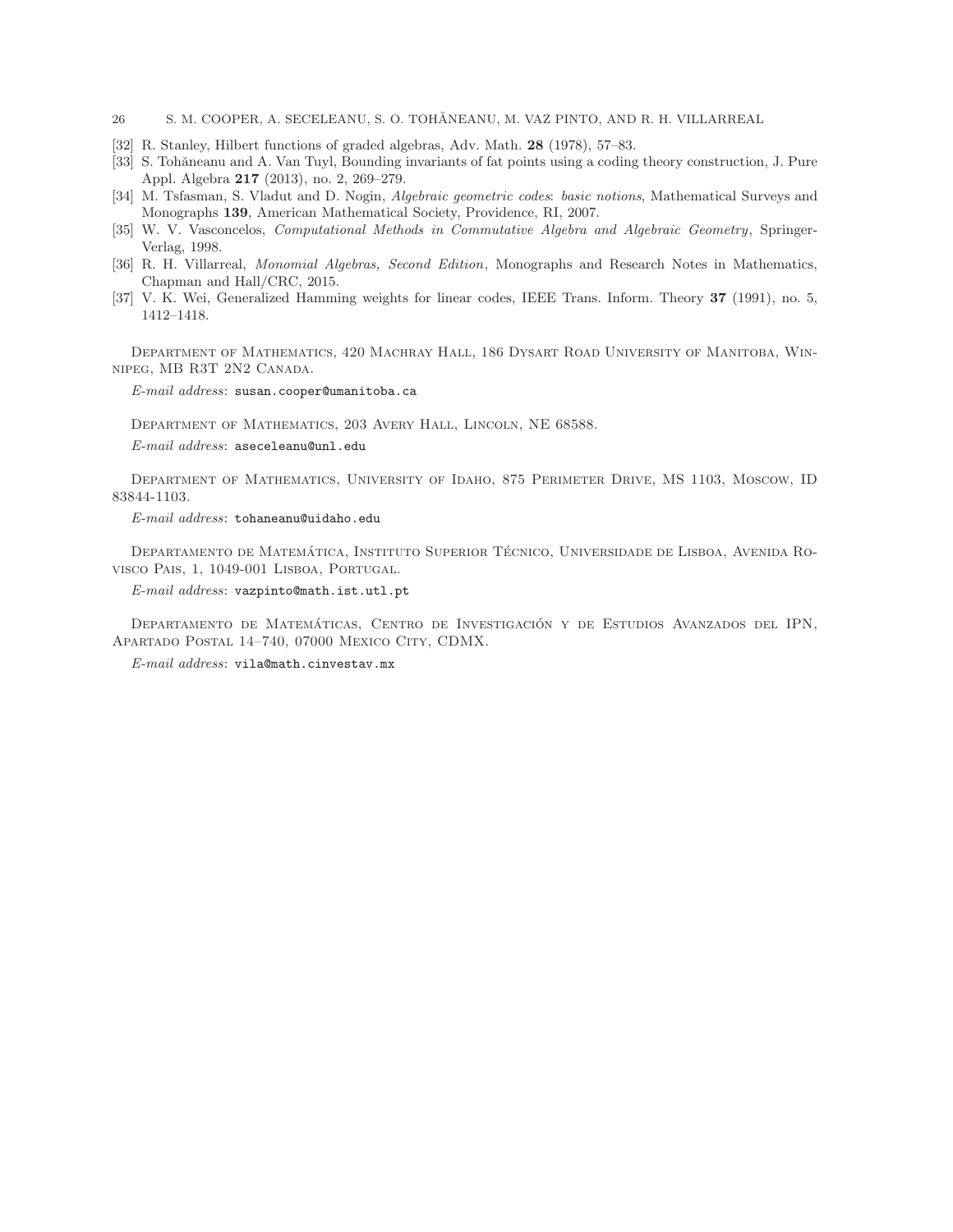[32] R. Stanley, Hilbert functions of graded algebras, Adv. Math. **28** (1978), 57–83.

[33] S. Tohăneanu and A. Van Tuyl, Bounding invariants of fat points using a coding theory construction, J. Pure Appl. Algebra **217** (2013), no. 2, 269–279.

[34] M. Tsfasman, S. Vladut and D. Nogin, *Algebraic geometric codes: basic notions*, Mathematical Surveys and Monographs **139**, American Mathematical Society, Providence, RI, 2007.

[35] W. V. Vasconcelos, *Computational Methods in Commutative Algebra and Algebraic Geometry*, Springer-Verlag, 1998.

[36] R. H. Villarreal, *Monomial Algebras, Second Edition*, Monographs and Research Notes in Mathematics, Chapman and Hall/CRC, 2015.

[37] V. K. Wei, Generalized Hamming weights for linear codes, IEEE Trans. Inform. Theory **37** (1991), no. 5, 1412–1418.

Department of Mathematics, 420 Machray Hall, 186 Dysart Road University of Manitoba, Winnipeg, MB R3T 2N2 Canada.

*E-mail address*: susan.cooper@umanitoba.ca

Department of Mathematics, 203 Avery Hall, Lincoln, NE 68588.

*E-mail address*: aseceleanu@unl.edu

Department of Mathematics, University of Idaho, 875 Perimeter Drive, MS 1103, Moscow, ID 83844-1103.

*E-mail address*: tohaneanu@uidaho.edu

Departamento de Matemática, Instituto Superior Técnico, Universidade de Lisboa, Avenida Rovisco Pais, 1, 1049-001 Lisboa, Portugal.

*E-mail address*: vazpinto@math.ist.utl.pt

Departamento de Matemáticas, Centro de Investigación y de Estudios Avanzados del IPN, Apartado Postal 14–740, 07000 Mexico City, CDMX.

*E-mail address*: vila@math.cinvestav.mx